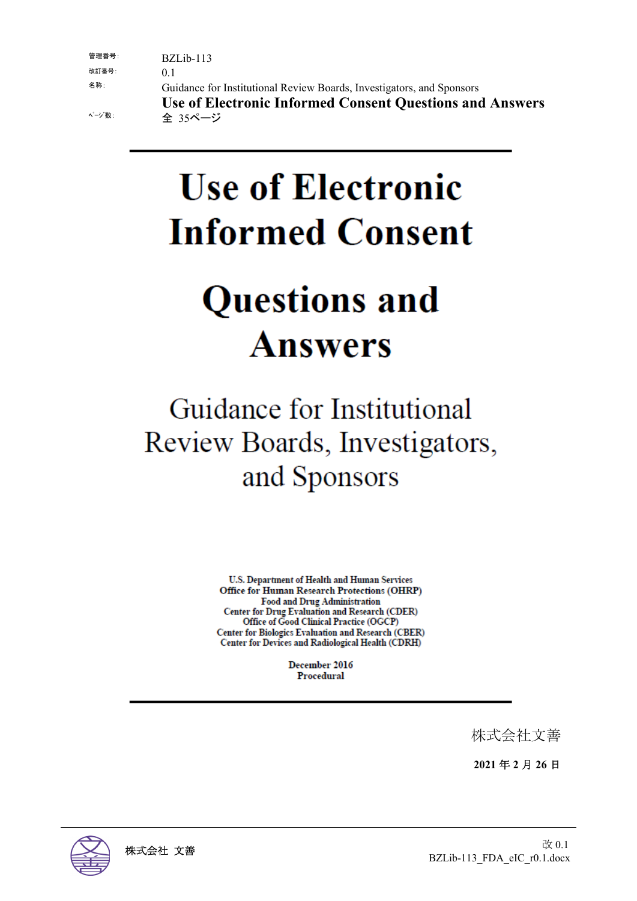| 管理番号: | BZLib-113 |
| --- | --- |
| 改訂番号: | 0.1 |
| 名称: | Guidance for Institutional Review Boards, Investigators, and Sponsors<br>**Use of Electronic Informed Consent Questions and Answers** |
| ﾍﾟｰｼﾞ数: | 全 35ページ |

# Use of Electronic Informed Consent

# Questions and Answers

## Guidance for Institutional Review Boards, Investigators, and Sponsors

U.S. Department of Health and Human Services
Office for Human Research Protections (OHRP)
Food and Drug Administration
Center for Drug Evaluation and Research (CDER)
Office of Good Clinical Practice (OGCP)
Center for Biologics Evaluation and Research (CBER)
Center for Devices and Radiological Health (CDRH)

December 2016
Procedural

株式会社文善

**2021 年 2 月 26 日**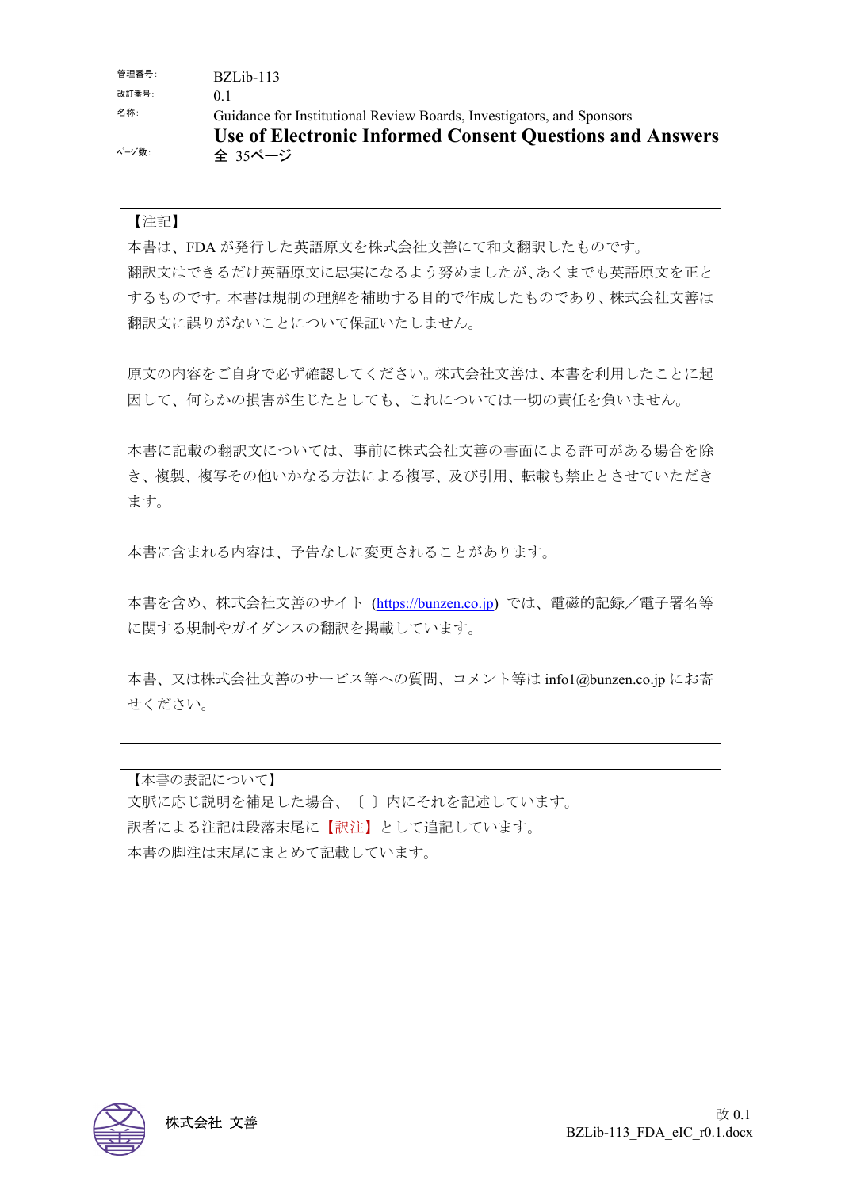| | |
|---|---|
| 管理番号: | BZLib-113 |
| 改訂番号: | 0.1 |
| 名称: | Guidance for Institutional Review Boards, Investigators, and Sponsors<br>**Use of Electronic Informed Consent Questions and Answers** |
| ﾍﾟｰｼﾞ数: | 全 35ページ |

【注記】

本書は、FDA が発行した英語原文を株式会社文善にて和文翻訳したものです。

翻訳文はできるだけ英語原文に忠実になるよう努めましたが、あくまでも英語原文を正とするものです。本書は規制の理解を補助する目的で作成したものであり、株式会社文善は翻訳文に誤りがないことについて保証いたしません。

原文の内容をご自身で必ず確認してください。株式会社文善は、本書を利用したことに起因して、何らかの損害が生じたとしても、これについては一切の責任を負いません。

本書に記載の翻訳文については、事前に株式会社文善の書面による許可がある場合を除き、複製、複写その他いかなる方法による複写、及び引用、転載も禁止とさせていただきます。

本書に含まれる内容は、予告なしに変更されることがあります。

本書を含め、株式会社文善のサイト (https://bunzen.co.jp) では、電磁的記録／電子署名等に関する規制やガイダンスの翻訳を掲載しています。

本書、又は株式会社文善のサービス等への質問、コメント等は info1@bunzen.co.jp にお寄せください。

【本書の表記について】

文脈に応じ説明を補足した場合、〔 〕内にそれを記述しています。

訳者による注記は段落末尾に【訳注】として追記しています。

本書の脚注は末尾にまとめて記載しています。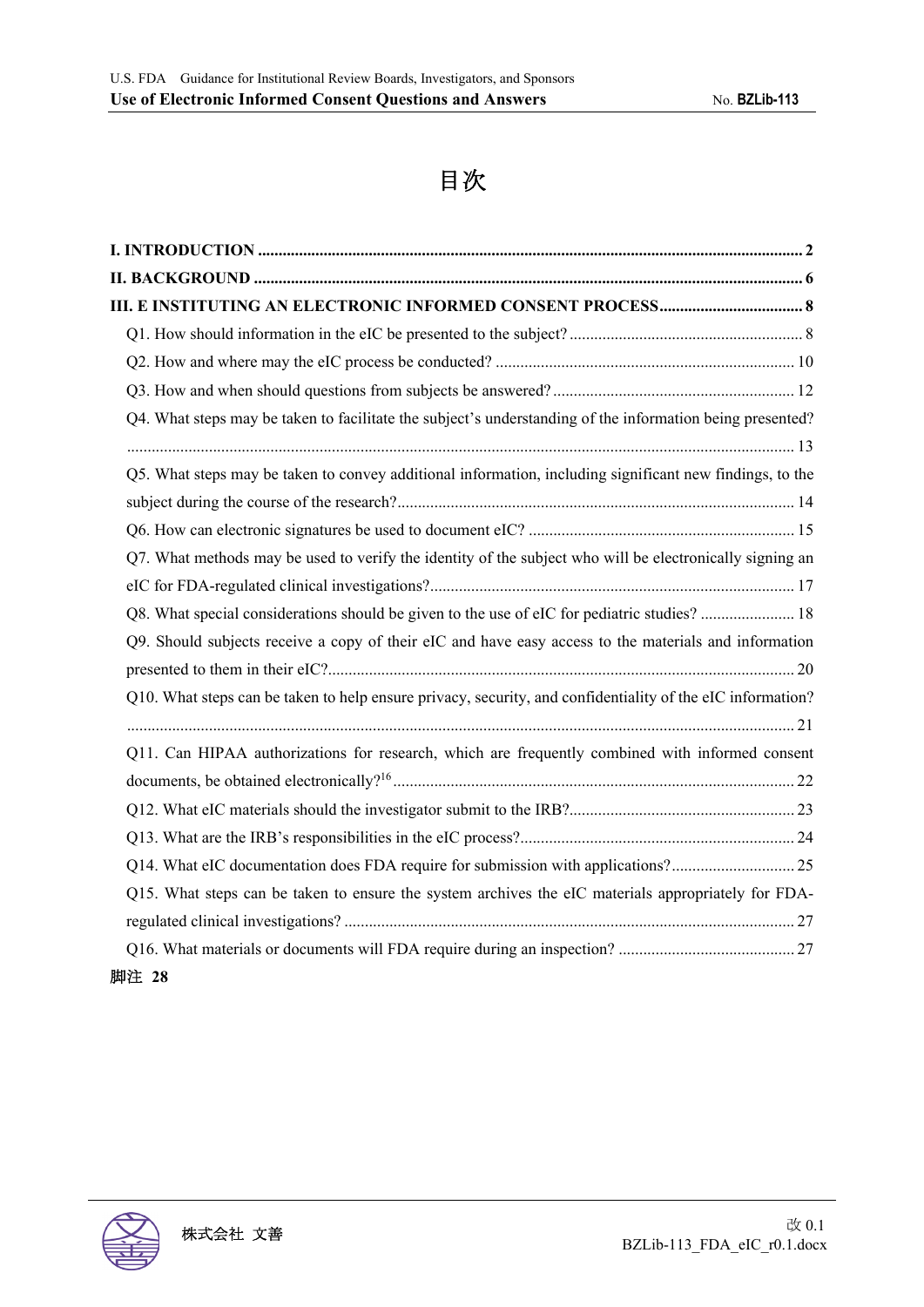# 目次

**I. INTRODUCTION** .......... **2**

**II. BACKGROUND** .......... **6**

**III. E INSTITUTING AN ELECTRONIC INFORMED CONSENT PROCESS** .......... **8**

- Q1. How should information in the eIC be presented to the subject? .......... 8
- Q2. How and where may the eIC process be conducted? .......... 10
- Q3. How and when should questions from subjects be answered? .......... 12
- Q4. What steps may be taken to facilitate the subject's understanding of the information being presented? .......... 13
- Q5. What steps may be taken to convey additional information, including significant new findings, to the subject during the course of the research? .......... 14
- Q6. How can electronic signatures be used to document eIC? .......... 15
- Q7. What methods may be used to verify the identity of the subject who will be electronically signing an eIC for FDA-regulated clinical investigations? .......... 17
- Q8. What special considerations should be given to the use of eIC for pediatric studies? .......... 18
- Q9. Should subjects receive a copy of their eIC and have easy access to the materials and information presented to them in their eIC? .......... 20
- Q10. What steps can be taken to help ensure privacy, security, and confidentiality of the eIC information? .......... 21
- Q11. Can HIPAA authorizations for research, which are frequently combined with informed consent documents, be obtained electronically?[16] .......... 22
- Q12. What eIC materials should the investigator submit to the IRB? .......... 23
- Q13. What are the IRB's responsibilities in the eIC process? .......... 24
- Q14. What eIC documentation does FDA require for submission with applications? .......... 25
- Q15. What steps can be taken to ensure the system archives the eIC materials appropriately for FDA-regulated clinical investigations? .......... 27
- Q16. What materials or documents will FDA require during an inspection? .......... 27

**脚注 28**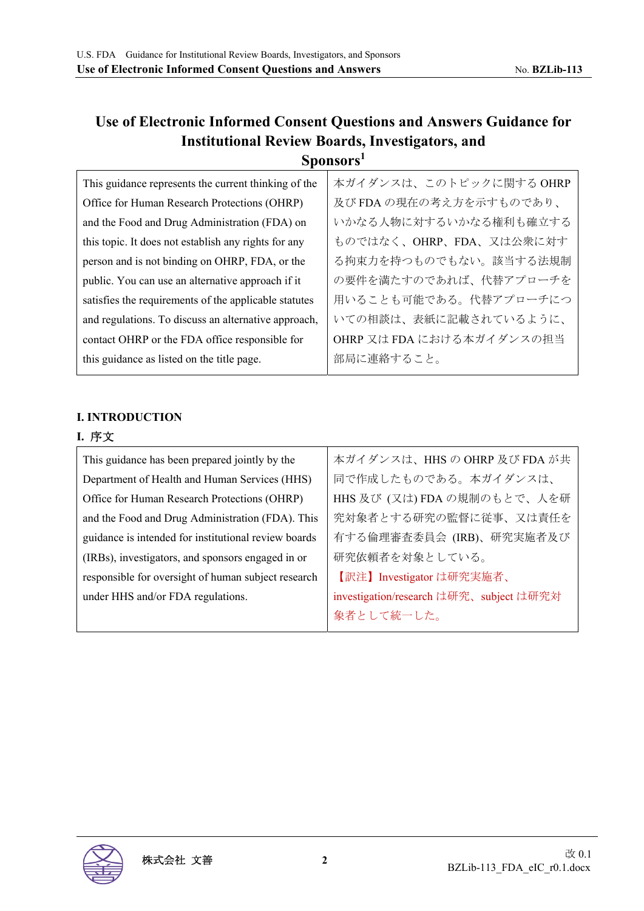# Use of Electronic Informed Consent Questions and Answers Guidance for Institutional Review Boards, Investigators, and Sponsors[1]

| This guidance represents the current thinking of the Office for Human Research Protections (OHRP) and the Food and Drug Administration (FDA) on this topic. It does not establish any rights for any person and is not binding on OHRP, FDA, or the public. You can use an alternative approach if it satisfies the requirements of the applicable statutes and regulations. To discuss an alternative approach, contact OHRP or the FDA office responsible for this guidance as listed on the title page. | 本ガイダンスは、このトピックに関する OHRP 及び FDA の現在の考え方を示すものであり、いかなる人物に対するいかなる権利も確立するものではなく、OHRP、FDA、又は公衆に対する拘束力を持つものでもない。該当する法規制の要件を満たすのであれば、代替アプローチを用いることも可能である。代替アプローチについての相談は、表紙に記載されているように、OHRP 又は FDA における本ガイダンスの担当部局に連絡すること。 |
|---|---|

## I. INTRODUCTION

## I. 序文

| This guidance has been prepared jointly by the Department of Health and Human Services (HHS) Office for Human Research Protections (OHRP) and the Food and Drug Administration (FDA). This guidance is intended for institutional review boards (IRBs), investigators, and sponsors engaged in or responsible for oversight of human subject research under HHS and/or FDA regulations. | 本ガイダンスは、HHS の OHRP 及び FDA が共同で作成したものである。本ガイダンスは、HHS 及び (又は) FDA の規制のもとで、人を研究対象者とする研究の監督に従事、又は責任を有する倫理審査委員会 (IRB)、研究実施者及び研究依頼者を対象としている。<br>【訳注】Investigator は研究実施者、investigation/research は研究、subject は研究対象者として統一した。 |
|---|---|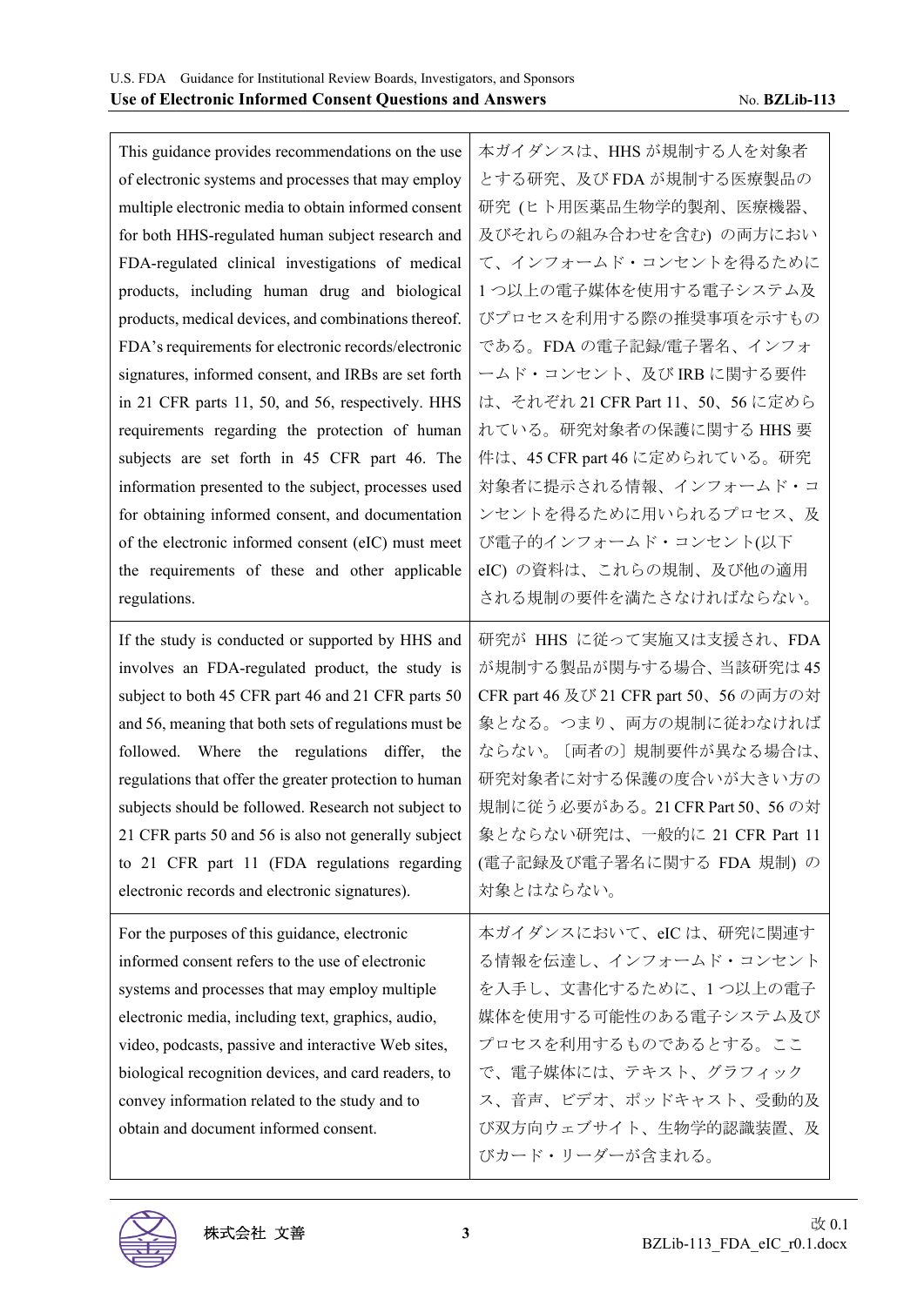| This guidance provides recommendations on the use of electronic systems and processes that may employ multiple electronic media to obtain informed consent for both HHS-regulated human subject research and FDA-regulated clinical investigations of medical products, including human drug and biological products, medical devices, and combinations thereof. FDA's requirements for electronic records/electronic signatures, informed consent, and IRBs are set forth in 21 CFR parts 11, 50, and 56, respectively. HHS requirements regarding the protection of human subjects are set forth in 45 CFR part 46. The information presented to the subject, processes used for obtaining informed consent, and documentation of the electronic informed consent (eIC) must meet the requirements of these and other applicable regulations. | 本ガイダンスは、HHS が規制する人を対象者とする研究、及び FDA が規制する医療製品の研究 (ヒト用医薬品生物学的製剤、医療機器、及びそれらの組み合わせを含む) の両方において、インフォームド・コンセントを得るために 1 つ以上の電子媒体を使用する電子システム及びプロセスを利用する際の推奨事項を示すものである。FDA の電子記録/電子署名、インフォームド・コンセント、及び IRB に関する要件は、それぞれ 21 CFR Part 11、50、56 に定められている。研究対象者の保護に関する HHS 要件は、45 CFR part 46 に定められている。研究対象者に提示される情報、インフォームド・コンセントを得るために用いられるプロセス、及び電子的インフォームド・コンセント(以下 eIC) の資料は、これらの規制、及び他の適用される規制の要件を満たさなければならない。 |
|---|---|
| If the study is conducted or supported by HHS and involves an FDA-regulated product, the study is subject to both 45 CFR part 46 and 21 CFR parts 50 and 56, meaning that both sets of regulations must be followed. Where the regulations differ, the regulations that offer the greater protection to human subjects should be followed. Research not subject to 21 CFR parts 50 and 56 is also not generally subject to 21 CFR part 11 (FDA regulations regarding electronic records and electronic signatures). | 研究が HHS に従って実施又は支援され、FDA が規制する製品が関与する場合、当該研究は 45 CFR part 46 及び 21 CFR part 50、56 の両方の対象となる。つまり、両方の規制に従わなければならない。〔両者の〕規制要件が異なる場合は、研究対象者に対する保護の度合いが大きい方の規制に従う必要がある。21 CFR Part 50、56 の対象とならない研究は、一般的に 21 CFR Part 11 (電子記録及び電子署名に関する FDA 規制) の対象とはならない。 |
| For the purposes of this guidance, electronic informed consent refers to the use of electronic systems and processes that may employ multiple electronic media, including text, graphics, audio, video, podcasts, passive and interactive Web sites, biological recognition devices, and card readers, to convey information related to the study and to obtain and document informed consent. | 本ガイダンスにおいて、eIC は、研究に関連する情報を伝達し、インフォームド・コンセントを入手し、文書化するために、1 つ以上の電子媒体を使用する可能性のある電子システム及びプロセスを利用するものであるとする。ここで、電子媒体には、テキスト、グラフィックス、音声、ビデオ、ポッドキャスト、受動的及び双方向ウェブサイト、生物学的認識装置、及びカード・リーダーが含まれる。 |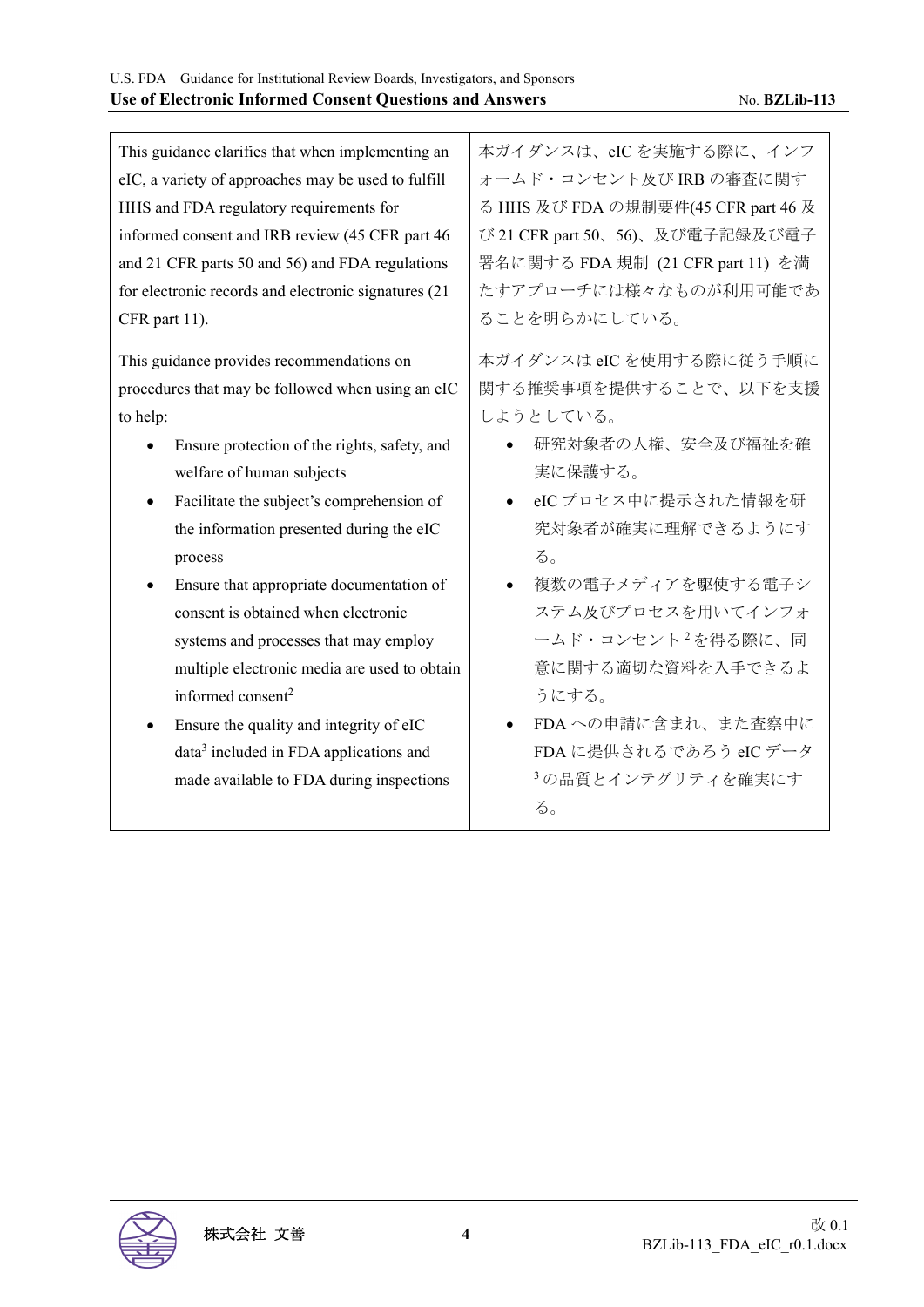| This guidance clarifies that when implementing an eIC, a variety of approaches may be used to fulfill HHS and FDA regulatory requirements for informed consent and IRB review (45 CFR part 46 and 21 CFR parts 50 and 56) and FDA regulations for electronic records and electronic signatures (21 CFR part 11). | 本ガイダンスは、eIC を実施する際に、インフォームド・コンセント及び IRB の審査に関する HHS 及び FDA の規制要件(45 CFR part 46 及び 21 CFR part 50、56)、及び電子記録及び電子署名に関する FDA 規制 (21 CFR part 11) を満たすアプローチには様々なものが利用可能であることを明らかにしている。 |
| --- | --- |
| This guidance provides recommendations on procedures that may be followed when using an eIC to help:<br>• Ensure protection of the rights, safety, and welfare of human subjects<br>• Facilitate the subject's comprehension of the information presented during the eIC process<br>• Ensure that appropriate documentation of consent is obtained when electronic systems and processes that may employ multiple electronic media are used to obtain informed consent[2]<br>• Ensure the quality and integrity of eIC data[3] included in FDA applications and made available to FDA during inspections | 本ガイダンスは eIC を使用する際に従う手順に関する推奨事項を提供することで、以下を支援しようとしている。<br>• 研究対象者の人権、安全及び福祉を確実に保護する。<br>• eIC プロセス中に提示された情報を研究対象者が確実に理解できるようにする。<br>• 複数の電子メディアを駆使する電子システム及びプロセスを用いてインフォームド・コンセント[2]を得る際に、同意に関する適切な資料を入手できるようにする。<br>• FDA への申請に含まれ、また査察中に FDA に提供されるであろう eIC データ[3]の品質とインテグリティを確実にする。 |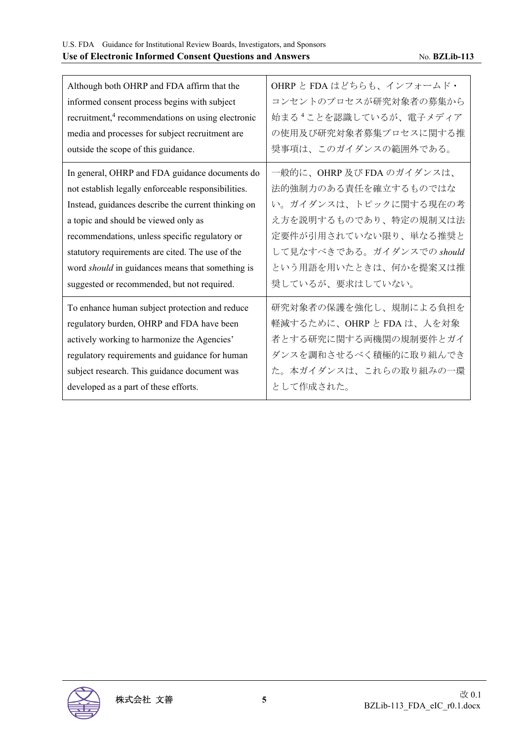| | |
|---|---|
| Although both OHRP and FDA affirm that the informed consent process begins with subject recruitment,[4] recommendations on using electronic media and processes for subject recruitment are outside the scope of this guidance. | OHRP と FDA はどちらも、インフォームド・コンセントのプロセスが研究対象者の募集から始まる[4]ことを認識しているが、電子メディアの使用及び研究対象者募集プロセスに関する推奨事項は、このガイダンスの範囲外である。 |
| In general, OHRP and FDA guidance documents do not establish legally enforceable responsibilities. Instead, guidances describe the current thinking on a topic and should be viewed only as recommendations, unless specific regulatory or statutory requirements are cited. The use of the word *should* in guidances means that something is suggested or recommended, but not required. | 一般的に、OHRP 及び FDA のガイダンスは、法的強制力のある責任を確立するものではない。ガイダンスは、トピックに関する現在の考え方を説明するものであり、特定の規制又は法定要件が引用されていない限り、単なる推奨として見なすべきである。ガイダンスでの *should* という用語を用いたときは、何かを提案又は推奨しているが、要求はしていない。 |
| To enhance human subject protection and reduce regulatory burden, OHRP and FDA have been actively working to harmonize the Agencies' regulatory requirements and guidance for human subject research. This guidance document was developed as a part of these efforts. | 研究対象者の保護を強化し、規制による負担を軽減するために、OHRP と FDA は、人を対象者とする研究に関する両機関の規制要件とガイダンスを調和させるべく積極的に取り組んできた。本ガイダンスは、これらの取り組みの一環として作成された。 |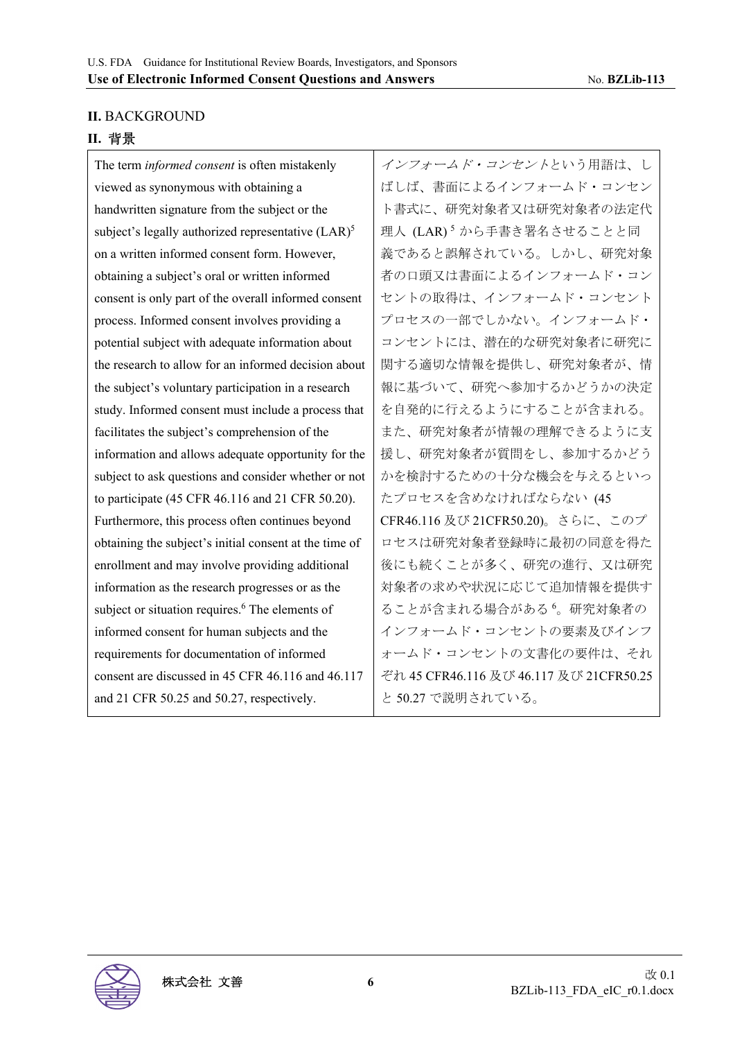## II. BACKGROUND

## II. 背景

| The term *informed consent* is often mistakenly viewed as synonymous with obtaining a handwritten signature from the subject or the subject's legally authorized representative (LAR)[5] on a written informed consent form. However, obtaining a subject's oral or written informed consent is only part of the overall informed consent process. Informed consent involves providing a potential subject with adequate information about the research to allow for an informed decision about the subject's voluntary participation in a research study. Informed consent must include a process that facilitates the subject's comprehension of the information and allows adequate opportunity for the subject to ask questions and consider whether or not to participate (45 CFR 46.116 and 21 CFR 50.20). Furthermore, this process often continues beyond obtaining the subject's initial consent at the time of enrollment and may involve providing additional information as the research progresses or as the subject or situation requires.[6] The elements of informed consent for human subjects and the requirements for documentation of informed consent are discussed in 45 CFR 46.116 and 46.117 and 21 CFR 50.25 and 50.27, respectively. | *インフォームド・コンセント*という用語は、しばしば、書面によるインフォームド・コンセント書式に、研究対象者又は研究対象者の法定代理人 (LAR)[5] から手書き署名させることと同義であると誤解されている。しかし、研究対象者の口頭又は書面によるインフォームド・コンセントの取得は、インフォームド・コンセントプロセスの一部でしかない。インフォームド・コンセントには、潜在的な研究対象者に研究に関する適切な情報を提供し、研究対象者が、情報に基づいて、研究へ参加するかどうかの決定を自発的に行えるようにすることが含まれる。また、研究対象者が情報の理解できるように支援し、研究対象者が質問をし、参加するかどうかを検討するための十分な機会を与えるといったプロセスを含めなければならない (45 CFR46.116 及び 21CFR50.20)。さらに、このプロセスは研究対象者登録時に最初の同意を得た後にも続くことが多く、研究の進行、又は研究対象者の求めや状況に応じて追加情報を提供することが含まれる場合がある[6]。研究対象者のインフォームド・コンセントの要素及びインフォームド・コンセントの文書化の要件は、それぞれ 45 CFR46.116 及び 46.117 及び 21CFR50.25 と 50.27 で説明されている。 |
|---|---|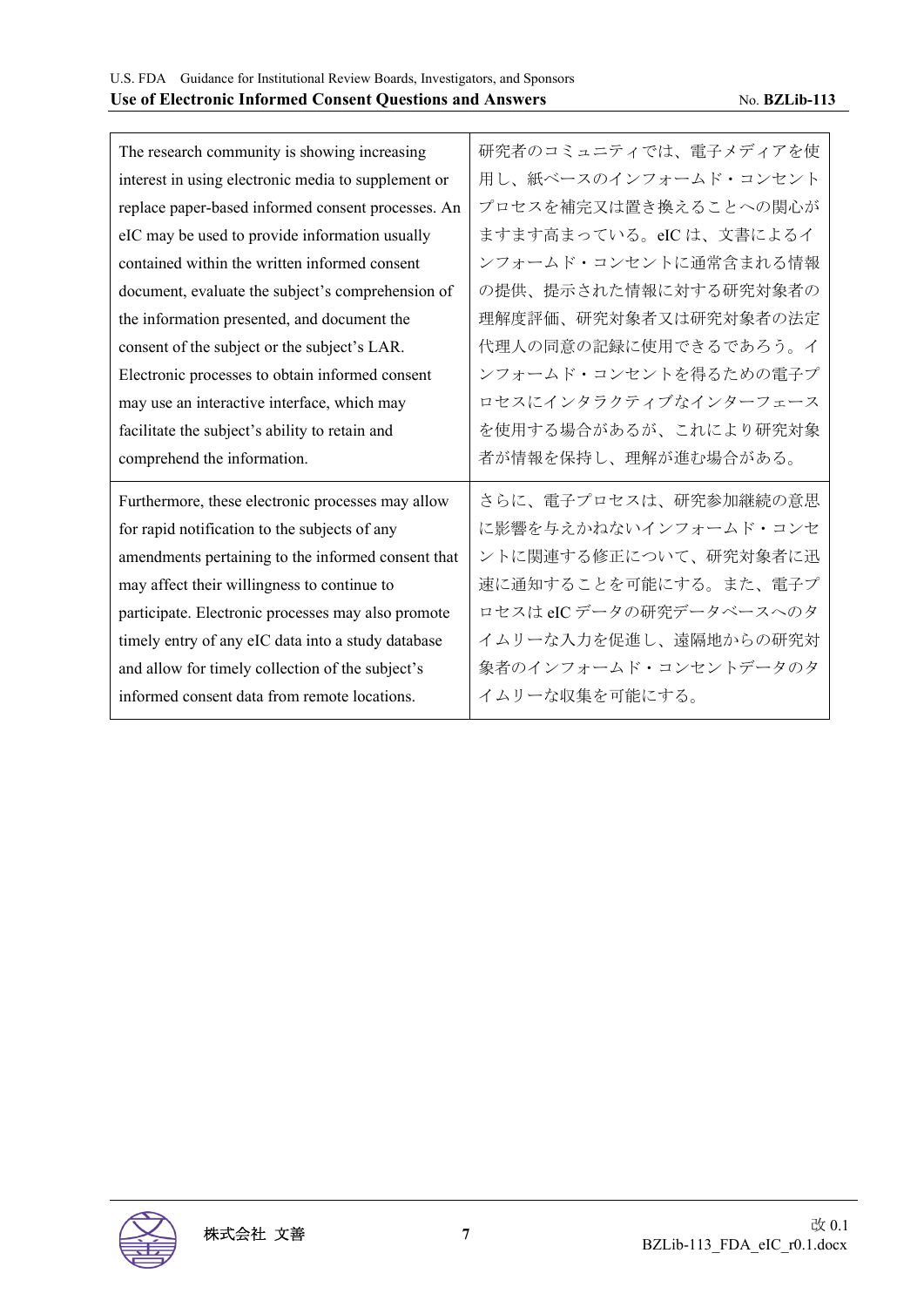| The research community is showing increasing interest in using electronic media to supplement or replace paper-based informed consent processes. An eIC may be used to provide information usually contained within the written informed consent document, evaluate the subject's comprehension of the information presented, and document the consent of the subject or the subject's LAR. Electronic processes to obtain informed consent may use an interactive interface, which may facilitate the subject's ability to retain and comprehend the information. | 研究者のコミュニティでは、電子メディアを使用し、紙ベースのインフォームド・コンセントプロセスを補完又は置き換えることへの関心がますます高まっている。eIC は、文書によるインフォームド・コンセントに通常含まれる情報の提供、提示された情報に対する研究対象者の理解度評価、研究対象者又は研究対象者の法定代理人の同意の記録に使用できるであろう。インフォームド・コンセントを得るための電子プロセスにインタラクティブなインターフェースを使用する場合があるが、これにより研究対象者が情報を保持し、理解が進む場合がある。 |
|---|---|
| Furthermore, these electronic processes may allow for rapid notification to the subjects of any amendments pertaining to the informed consent that may affect their willingness to continue to participate. Electronic processes may also promote timely entry of any eIC data into a study database and allow for timely collection of the subject's informed consent data from remote locations. | さらに、電子プロセスは、研究参加継続の意思に影響を与えかねないインフォームド・コンセントに関連する修正について、研究対象者に迅速に通知することを可能にする。また、電子プロセスは eIC データの研究データベースへのタイムリーな入力を促進し、遠隔地からの研究対象者のインフォームド・コンセントデータのタイムリーな収集を可能にする。 |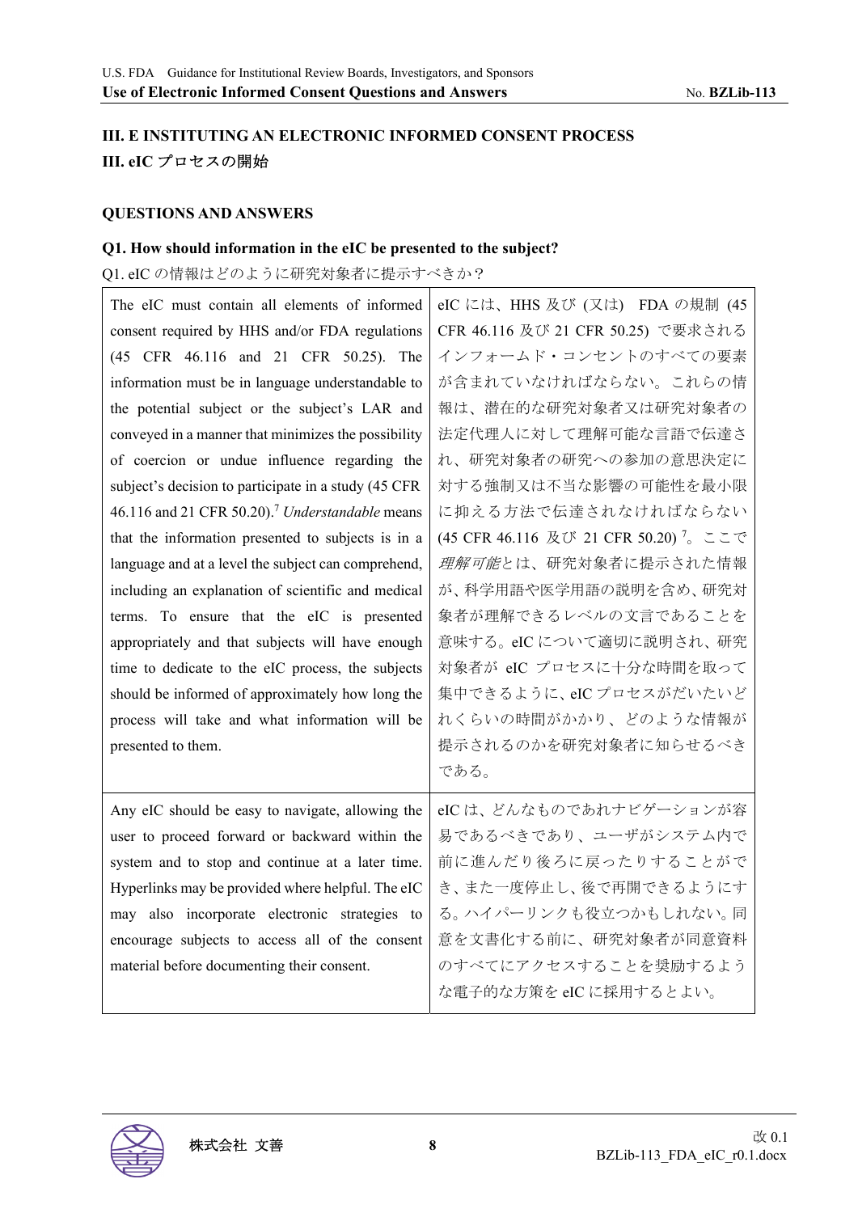## III. E INSTITUTING AN ELECTRONIC INFORMED CONSENT PROCESS
## III. eIC プロセスの開始

### QUESTIONS AND ANSWERS

**Q1. How should information in the eIC be presented to the subject?**

Q1. eIC の情報はどのように研究対象者に提示すべきか？

| | |
|---|---|
| The eIC must contain all elements of informed consent required by HHS and/or FDA regulations (45 CFR 46.116 and 21 CFR 50.25). The information must be in language understandable to the potential subject or the subject's LAR and conveyed in a manner that minimizes the possibility of coercion or undue influence regarding the subject's decision to participate in a study (45 CFR 46.116 and 21 CFR 50.20).[7] *Understandable* means that the information presented to subjects is in a language and at a level the subject can comprehend, including an explanation of scientific and medical terms. To ensure that the eIC is presented appropriately and that subjects will have enough time to dedicate to the eIC process, the subjects should be informed of approximately how long the process will take and what information will be presented to them. | eIC には、HHS 及び (又は) FDA の規制 (45 CFR 46.116 及び 21 CFR 50.25) で要求されるインフォームド・コンセントのすべての要素が含まれていなければならない。これらの情報は、潜在的な研究対象者又は研究対象者の法定代理人に対して理解可能な言語で伝達され、研究対象者の研究への参加の意思決定に対する強制又は不当な影響の可能性を最小限に抑える方法で伝達されなければならない (45 CFR 46.116 及び 21 CFR 50.20) [7]。ここで*理解可能*とは、研究対象者に提示された情報が、科学用語や医学用語の説明を含め、研究対象者が理解できるレベルの文言であることを意味する。eIC について適切に説明され、研究対象者が eIC プロセスに十分な時間を取って集中できるように、eIC プロセスがだいたいどれくらいの時間がかかり、どのような情報が提示されるのかを研究対象者に知らせるべきである。 |
| Any eIC should be easy to navigate, allowing the user to proceed forward or backward within the system and to stop and continue at a later time. Hyperlinks may be provided where helpful. The eIC may also incorporate electronic strategies to encourage subjects to access all of the consent material before documenting their consent. | eIC は、どんなものであれナビゲーションが容易であるべきであり、ユーザがシステム内で前に進んだり後ろに戻ったりすることができ、また一度停止し、後で再開できるようにする。ハイパーリンクも役立つかもしれない。同意を文書化する前に、研究対象者が同意資料のすべてにアクセスすることを奨励するような電子的な方策を eIC に採用するとよい。 |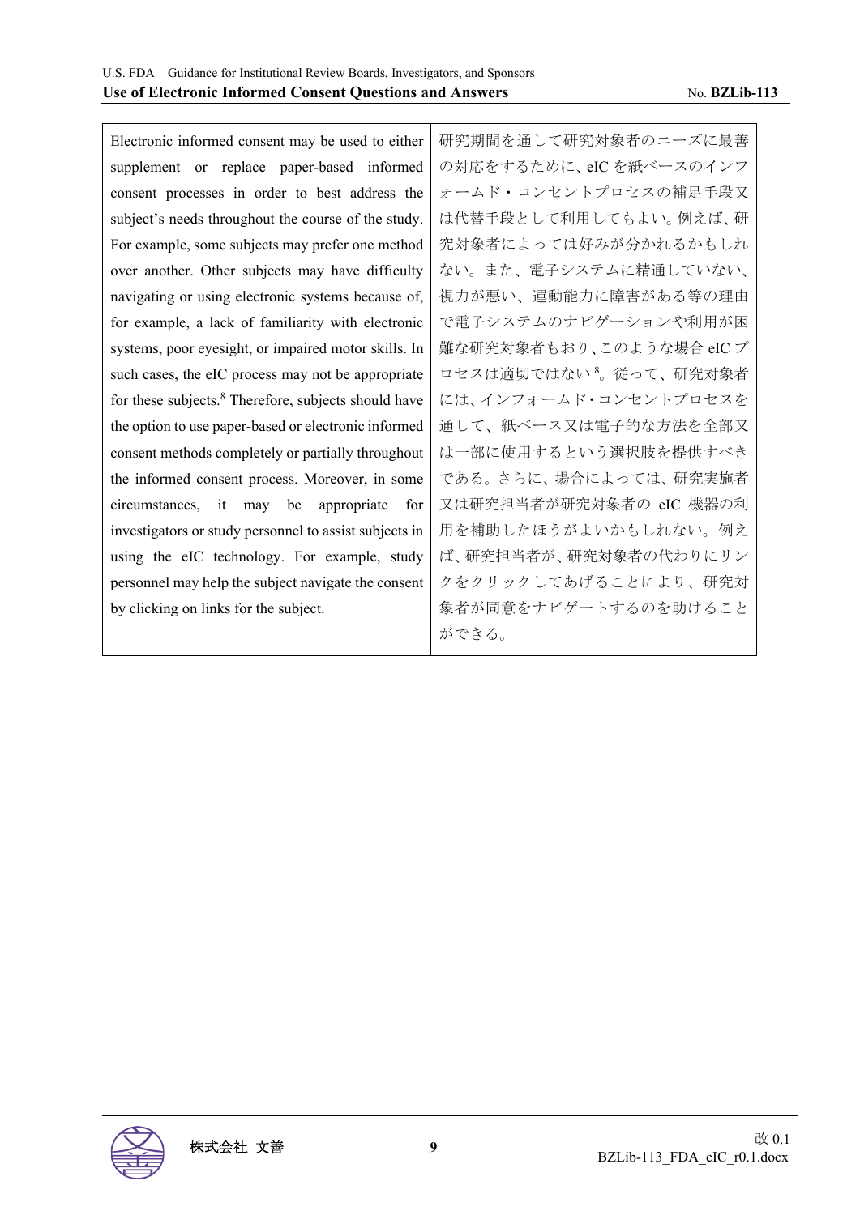| Electronic informed consent may be used to either supplement or replace paper-based informed consent processes in order to best address the subject's needs throughout the course of the study. For example, some subjects may prefer one method over another. Other subjects may have difficulty navigating or using electronic systems because of, for example, a lack of familiarity with electronic systems, poor eyesight, or impaired motor skills. In such cases, the eIC process may not be appropriate for these subjects.[8] Therefore, subjects should have the option to use paper-based or electronic informed consent methods completely or partially throughout the informed consent process. Moreover, in some circumstances, it may be appropriate for investigators or study personnel to assist subjects in using the eIC technology. For example, study personnel may help the subject navigate the consent by clicking on links for the subject. | 研究期間を通して研究対象者のニーズに最善の対応をするために、eIC を紙ベースのインフォームド・コンセントプロセスの補足手段又は代替手段として利用してもよい。例えば、研究対象者によっては好みが分かれるかもしれない。また、電子システムに精通していない、視力が悪い、運動能力に障害がある等の理由で電子システムのナビゲーションや利用が困難な研究対象者もおり、このような場合 eIC プロセスは適切ではない[8]。従って、研究対象者には、インフォームド・コンセントプロセスを通して、紙ベース又は電子的な方法を全部又は一部に使用するという選択肢を提供すべきである。さらに、場合によっては、研究実施者又は研究担当者が研究対象者の eIC 機器の利用を補助したほうがよいかもしれない。例えば、研究担当者が、研究対象者の代わりにリンクをクリックしてあげることにより、研究対象者が同意をナビゲートするのを助けることができる。 |
|---|---|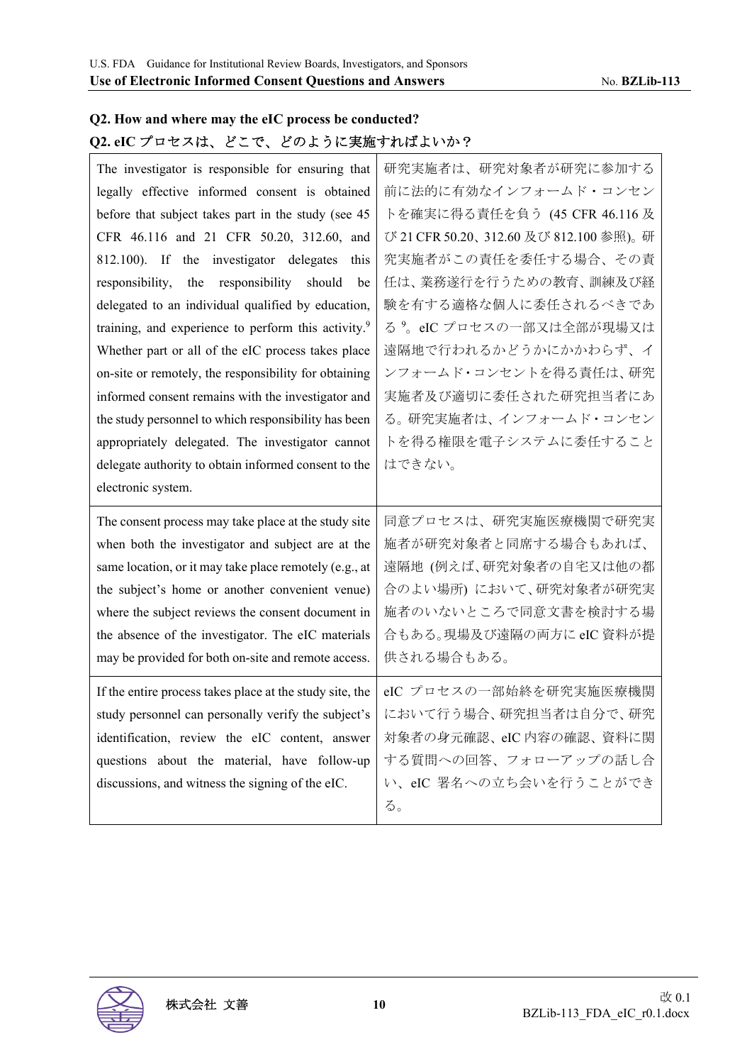**Q2. How and where may the eIC process be conducted?**

**Q2. eIC プロセスは、どこで、どのように実施すればよいか？**

| The investigator is responsible for ensuring that legally effective informed consent is obtained before that subject takes part in the study (see 45 CFR 46.116 and 21 CFR 50.20, 312.60, and 812.100). If the investigator delegates this responsibility, the responsibility should be delegated to an individual qualified by education, training, and experience to perform this activity.[9] Whether part or all of the eIC process takes place on-site or remotely, the responsibility for obtaining informed consent remains with the investigator and the study personnel to which responsibility has been appropriately delegated. The investigator cannot delegate authority to obtain informed consent to the electronic system. | 研究実施者は、研究対象者が研究に参加する前に法的に有効なインフォームド・コンセントを確実に得る責任を負う (45 CFR 46.116 及び 21 CFR 50.20、312.60 及び 812.100 参照)。研究実施者がこの責任を委任する場合、その責任は、業務遂行を行うための教育、訓練及び経験を有する適格な個人に委任されるべきである[9]。eIC プロセスの一部又は全部が現場又は遠隔地で行われるかどうかにかかわらず、インフォームド・コンセントを得る責任は、研究実施者及び適切に委任された研究担当者にある。研究実施者は、インフォームド・コンセントを得る権限を電子システムに委任することはできない。 |
|---|---|
| The consent process may take place at the study site when both the investigator and subject are at the same location, or it may take place remotely (e.g., at the subject's home or another convenient venue) where the subject reviews the consent document in the absence of the investigator. The eIC materials may be provided for both on-site and remote access. | 同意プロセスは、研究実施医療機関で研究実施者が研究対象者と同席する場合もあれば、遠隔地 (例えば、研究対象者の自宅又は他の都合のよい場所) において、研究対象者が研究実施者のいないところで同意文書を検討する場合もある。現場及び遠隔の両方に eIC 資料が提供される場合もある。 |
| If the entire process takes place at the study site, the study personnel can personally verify the subject's identification, review the eIC content, answer questions about the material, have follow-up discussions, and witness the signing of the eIC. | eIC プロセスの一部始終を研究実施医療機関において行う場合、研究担当者は自分で、研究対象者の身元確認、eIC 内容の確認、資料に関する質問への回答、フォローアップの話し合い、eIC 署名への立ち会いを行うことができる。 |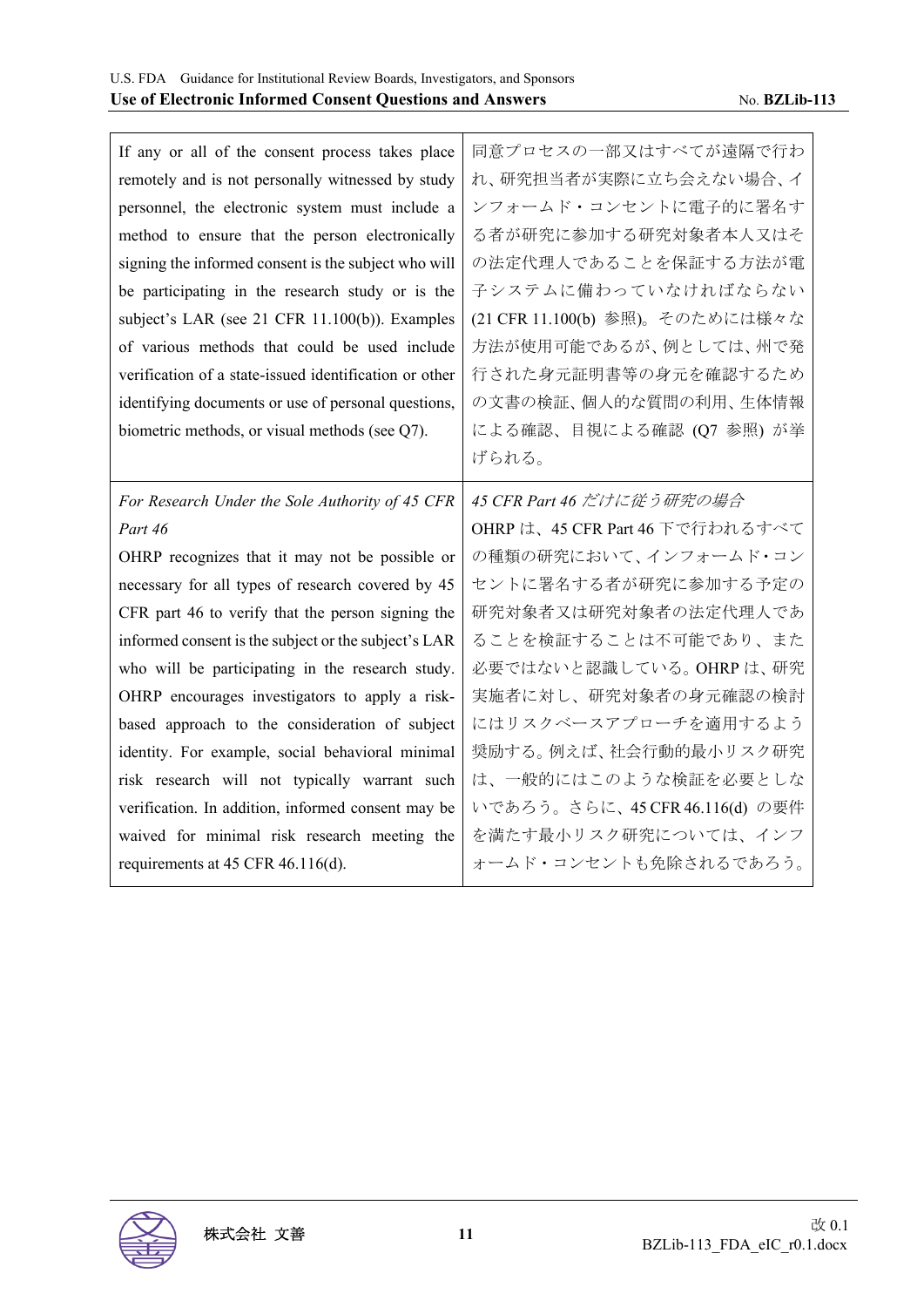| If any or all of the consent process takes place remotely and is not personally witnessed by study personnel, the electronic system must include a method to ensure that the person electronically signing the informed consent is the subject who will be participating in the research study or is the subject's LAR (see 21 CFR 11.100(b)). Examples of various methods that could be used include verification of a state-issued identification or other identifying documents or use of personal questions, biometric methods, or visual methods (see Q7). | 同意プロセスの一部又はすべてが遠隔で行われ、研究担当者が実際に立ち会えない場合、インフォームド・コンセントに電子的に署名する者が研究に参加する研究対象者本人又はその法定代理人であることを保証する方法が電子システムに備わっていなければならない (21 CFR 11.100(b) 参照)。そのためには様々な方法が使用可能であるが、例としては、州で発行された身元証明書等の身元を確認するための文書の検証、個人的な質問の利用、生体情報による確認、目視による確認 (Q7 参照) が挙げられる。 |
|---|---|
| *For Research Under the Sole Authority of 45 CFR Part 46*<br>OHRP recognizes that it may not be possible or necessary for all types of research covered by 45 CFR part 46 to verify that the person signing the informed consent is the subject or the subject's LAR who will be participating in the research study. OHRP encourages investigators to apply a risk-based approach to the consideration of subject identity. For example, social behavioral minimal risk research will not typically warrant such verification. In addition, informed consent may be waived for minimal risk research meeting the requirements at 45 CFR 46.116(d). | *45 CFR Part 46 だけに従う研究の場合*<br>OHRP は、45 CFR Part 46 下で行われるすべての種類の研究において、インフォームド・コンセントに署名する者が研究に参加する予定の研究対象者又は研究対象者の法定代理人であることを検証することは不可能であり、また必要ではないと認識している。OHRP は、研究実施者に対し、研究対象者の身元確認の検討にはリスクベースアプローチを適用するよう奨励する。例えば、社会行動的最小リスク研究は、一般的にはこのような検証を必要としないであろう。さらに、45 CFR 46.116(d) の要件を満たす最小リスク研究については、インフォームド・コンセントも免除されるであろう。 |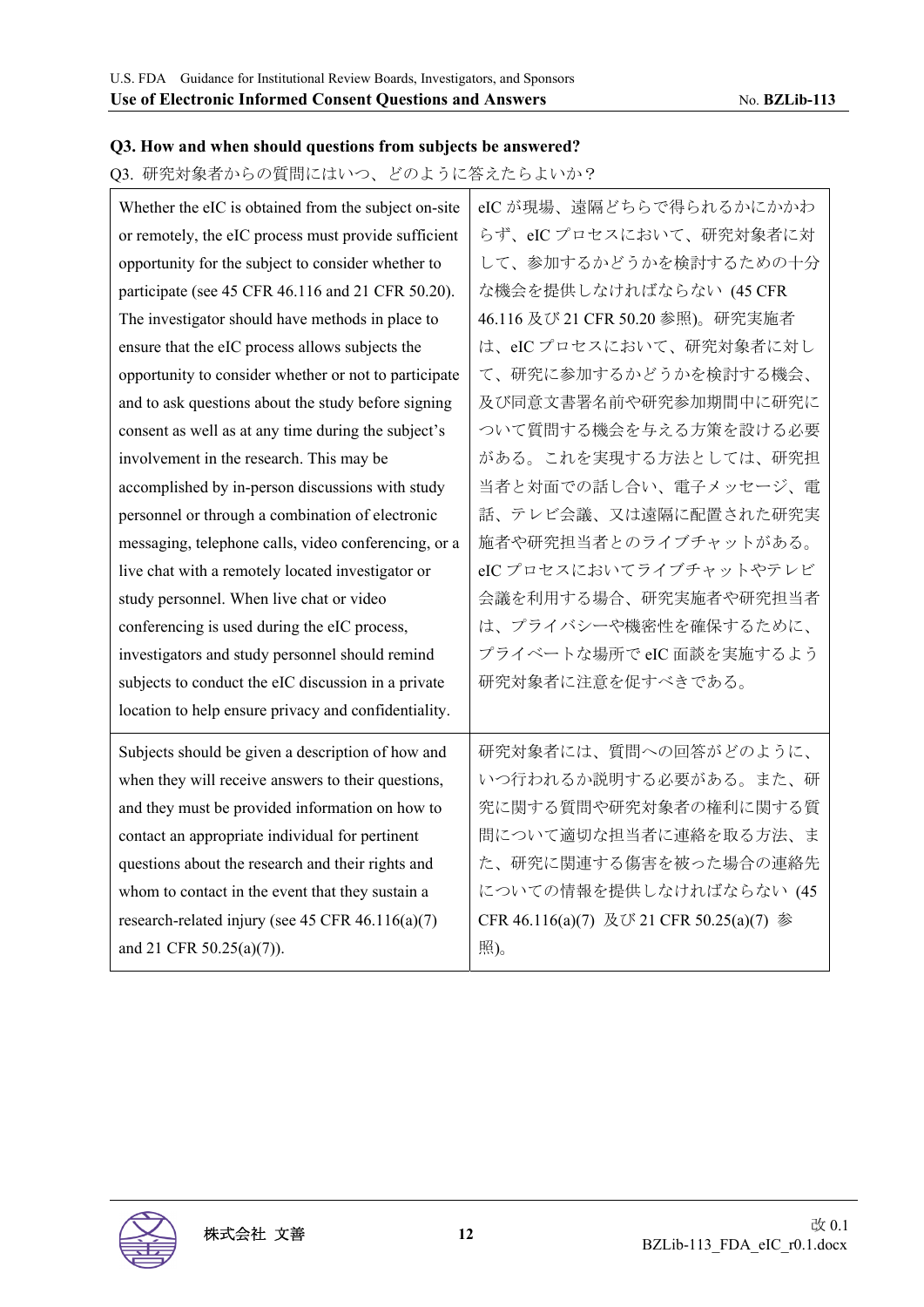### Q3. How and when should questions from subjects be answered?

Q3. 研究対象者からの質問にはいつ、どのように答えたらよいか？

| | |
|---|---|
| Whether the eIC is obtained from the subject on-site or remotely, the eIC process must provide sufficient opportunity for the subject to consider whether to participate (see 45 CFR 46.116 and 21 CFR 50.20). The investigator should have methods in place to ensure that the eIC process allows subjects the opportunity to consider whether or not to participate and to ask questions about the study before signing consent as well as at any time during the subject's involvement in the research. This may be accomplished by in-person discussions with study personnel or through a combination of electronic messaging, telephone calls, video conferencing, or a live chat with a remotely located investigator or study personnel. When live chat or video conferencing is used during the eIC process, investigators and study personnel should remind subjects to conduct the eIC discussion in a private location to help ensure privacy and confidentiality. | eIC が現場、遠隔どちらで得られるかにかかわらず、eIC プロセスにおいて、研究対象者に対して、参加するかどうかを検討するための十分な機会を提供しなければならない（45 CFR 46.116 及び 21 CFR 50.20 参照)。研究実施者は、eIC プロセスにおいて、研究対象者に対して、研究に参加するかどうかを検討する機会、及び同意文書署名前や研究参加期間中に研究について質問する機会を与える方策を設ける必要がある。これを実現する方法としては、研究担当者と対面での話し合い、電子メッセージ、電話、テレビ会議、又は遠隔に配置された研究実施者や研究担当者とのライブチャットがある。eIC プロセスにおいてライブチャットやテレビ会議を利用する場合、研究実施者や研究担当者は、プライバシーや機密性を確保するために、プライベートな場所で eIC 面談を実施するよう研究対象者に注意を促すべきである。 |
| Subjects should be given a description of how and when they will receive answers to their questions, and they must be provided information on how to contact an appropriate individual for pertinent questions about the research and their rights and whom to contact in the event that they sustain a research-related injury (see 45 CFR 46.116(a)(7) and 21 CFR 50.25(a)(7)). | 研究対象者には、質問への回答がどのように、いつ行われるか説明する必要がある。また、研究に関する質問や研究対象者の権利に関する質問について適切な担当者に連絡を取る方法、また、研究に関連する傷害を被った場合の連絡先についての情報を提供しなければならない（45 CFR 46.116(a)(7) 及び 21 CFR 50.25(a)(7) 参照)。 |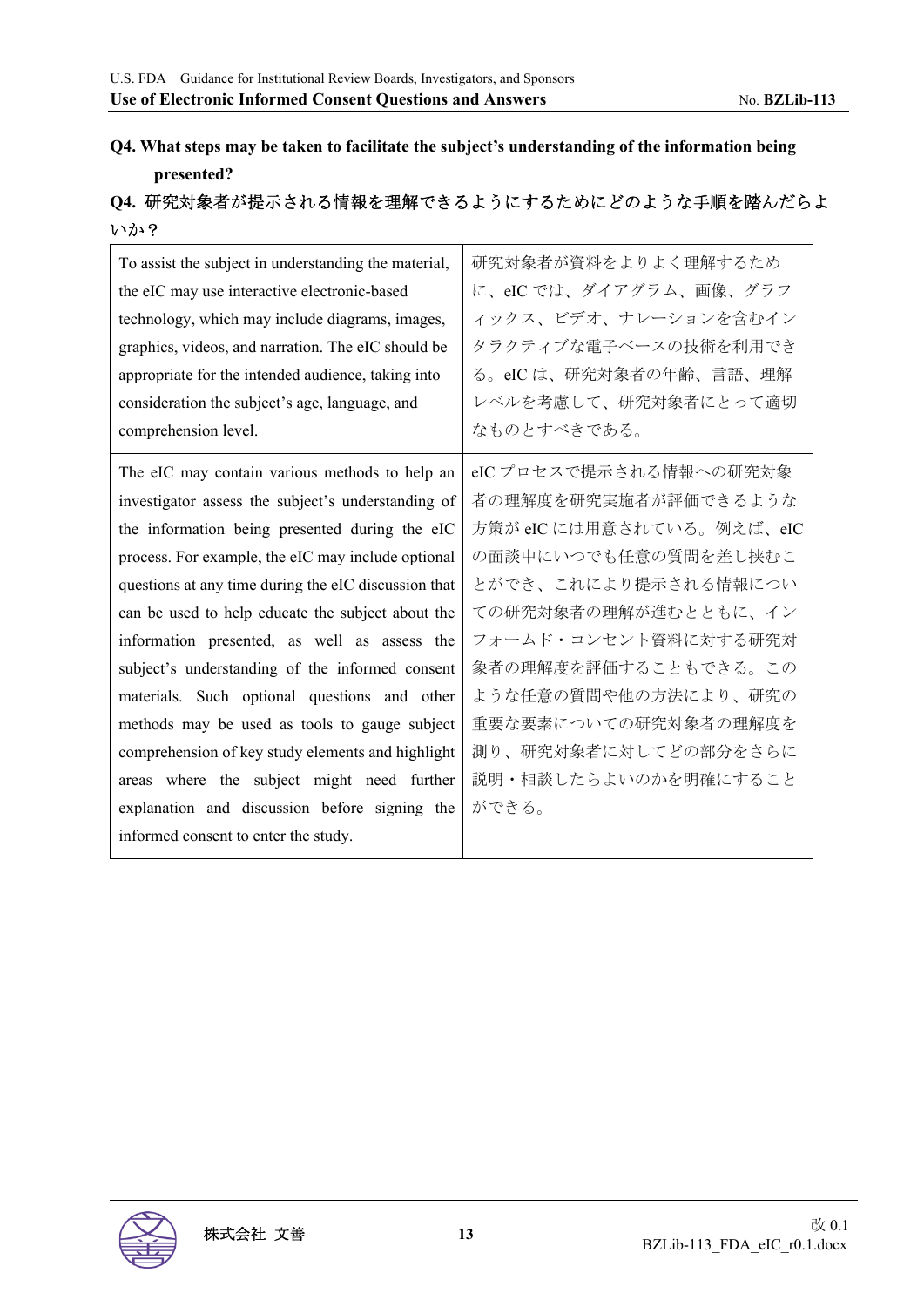**Q4. What steps may be taken to facilitate the subject's understanding of the information being presented?**

**Q4. 研究対象者が提示される情報を理解できるようにするためにどのような手順を踏んだらよいか？**

| | |
|---|---|
| To assist the subject in understanding the material, the eIC may use interactive electronic-based technology, which may include diagrams, images, graphics, videos, and narration. The eIC should be appropriate for the intended audience, taking into consideration the subject's age, language, and comprehension level. | 研究対象者が資料をよりよく理解するために、eIC では、ダイアグラム、画像、グラフィックス、ビデオ、ナレーションを含むインタラクティブな電子ベースの技術を利用できる。eIC は、研究対象者の年齢、言語、理解レベルを考慮して、研究対象者にとって適切なものとすべきである。 |
| The eIC may contain various methods to help an investigator assess the subject's understanding of the information being presented during the eIC process. For example, the eIC may include optional questions at any time during the eIC discussion that can be used to help educate the subject about the information presented, as well as assess the subject's understanding of the informed consent materials. Such optional questions and other methods may be used as tools to gauge subject comprehension of key study elements and highlight areas where the subject might need further explanation and discussion before signing the informed consent to enter the study. | eIC プロセスで提示される情報への研究対象者の理解度を研究実施者が評価できるような方策が eIC には用意されている。例えば、eIC の面談中にいつでも任意の質問を差し挟むことができ、これにより提示される情報についての研究対象者の理解が進むとともに、インフォームド・コンセント資料に対する研究対象者の理解度を評価することもできる。このような任意の質問や他の方法により、研究の重要な要素についての研究対象者の理解度を測り、研究対象者に対してどの部分をさらに説明・相談したらよいのかを明確にすることができる。 |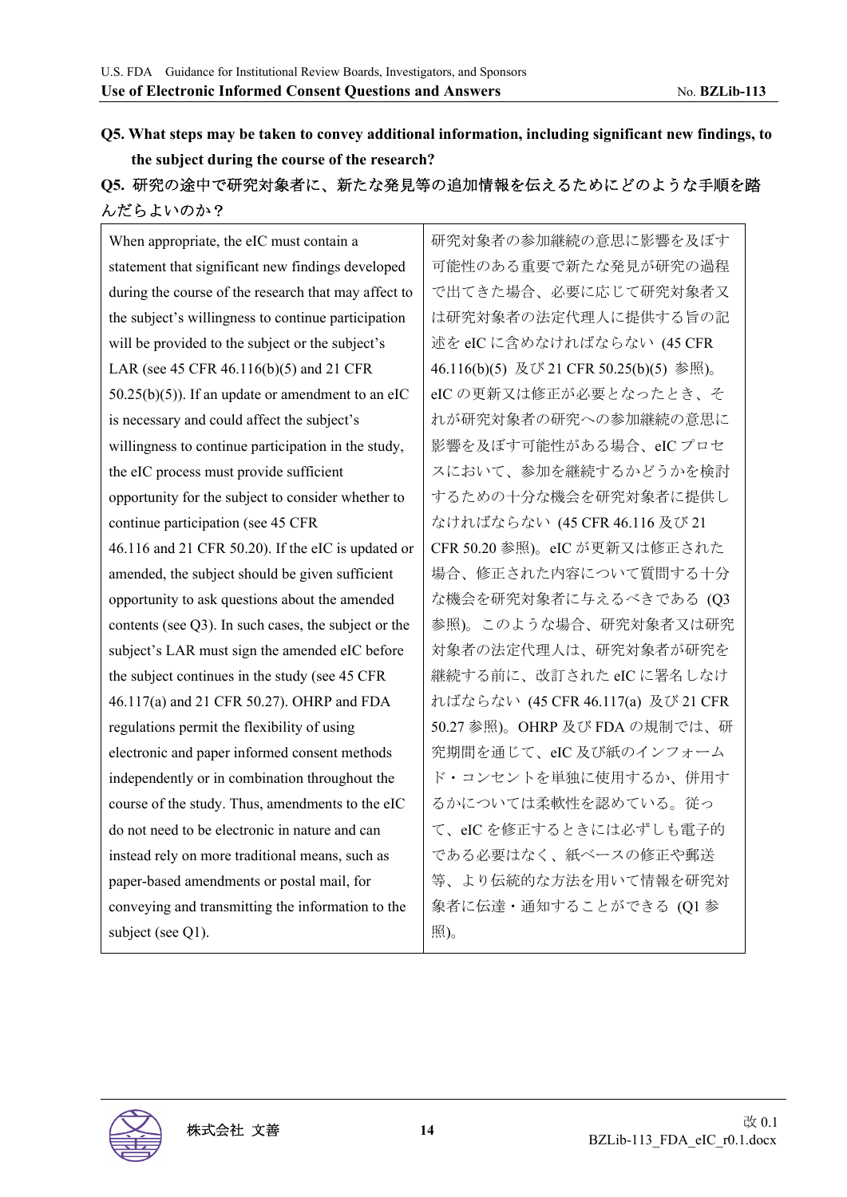**Q5. What steps may be taken to convey additional information, including significant new findings, to the subject during the course of the research?**

**Q5. 研究の途中で研究対象者に、新たな発見等の追加情報を伝えるためにどのような手順を踏んだらよいのか？**

| | |
|---|---|
| When appropriate, the eIC must contain a statement that significant new findings developed during the course of the research that may affect to the subject's willingness to continue participation will be provided to the subject or the subject's LAR (see 45 CFR 46.116(b)(5) and 21 CFR 50.25(b)(5)). If an update or amendment to an eIC is necessary and could affect the subject's willingness to continue participation in the study, the eIC process must provide sufficient opportunity for the subject to consider whether to continue participation (see 45 CFR 46.116 and 21 CFR 50.20). If the eIC is updated or amended, the subject should be given sufficient opportunity to ask questions about the amended contents (see Q3). In such cases, the subject or the subject's LAR must sign the amended eIC before the subject continues in the study (see 45 CFR 46.117(a) and 21 CFR 50.27). OHRP and FDA regulations permit the flexibility of using electronic and paper informed consent methods independently or in combination throughout the course of the study. Thus, amendments to the eIC do not need to be electronic in nature and can instead rely on more traditional means, such as paper-based amendments or postal mail, for conveying and transmitting the information to the subject (see Q1). | 研究対象者の参加継続の意思に影響を及ぼす可能性のある重要で新たな発見が研究の過程で出てきた場合、必要に応じて研究対象者又は研究対象者の法定代理人に提供する旨の記述を eIC に含めなければならない (45 CFR 46.116(b)(5) 及び 21 CFR 50.25(b)(5) 参照)。eIC の更新又は修正が必要となったとき、それが研究対象者の研究への参加継続の意思に影響を及ぼす可能性がある場合、eIC プロセスにおいて、参加を継続するかどうかを検討するための十分な機会を研究対象者に提供しなければならない (45 CFR 46.116 及び 21 CFR 50.20 参照)。eIC が更新又は修正された場合、修正された内容について質問する十分な機会を研究対象者に与えるべきである (Q3 参照)。このような場合、研究対象者又は研究対象者の法定代理人は、研究対象者が研究を継続する前に、改訂された eIC に署名しなければならない (45 CFR 46.117(a) 及び 21 CFR 50.27 参照)。OHRP 及び FDA の規制では、研究期間を通じて、eIC 及び紙のインフォームド・コンセントを単独に使用するか、併用するかについては柔軟性を認めている。従って、eIC を修正するときには必ずしも電子的である必要はなく、紙ベースの修正や郵送等、より伝統的な方法を用いて情報を研究対象者に伝達・通知することができる (Q1 参照)。 |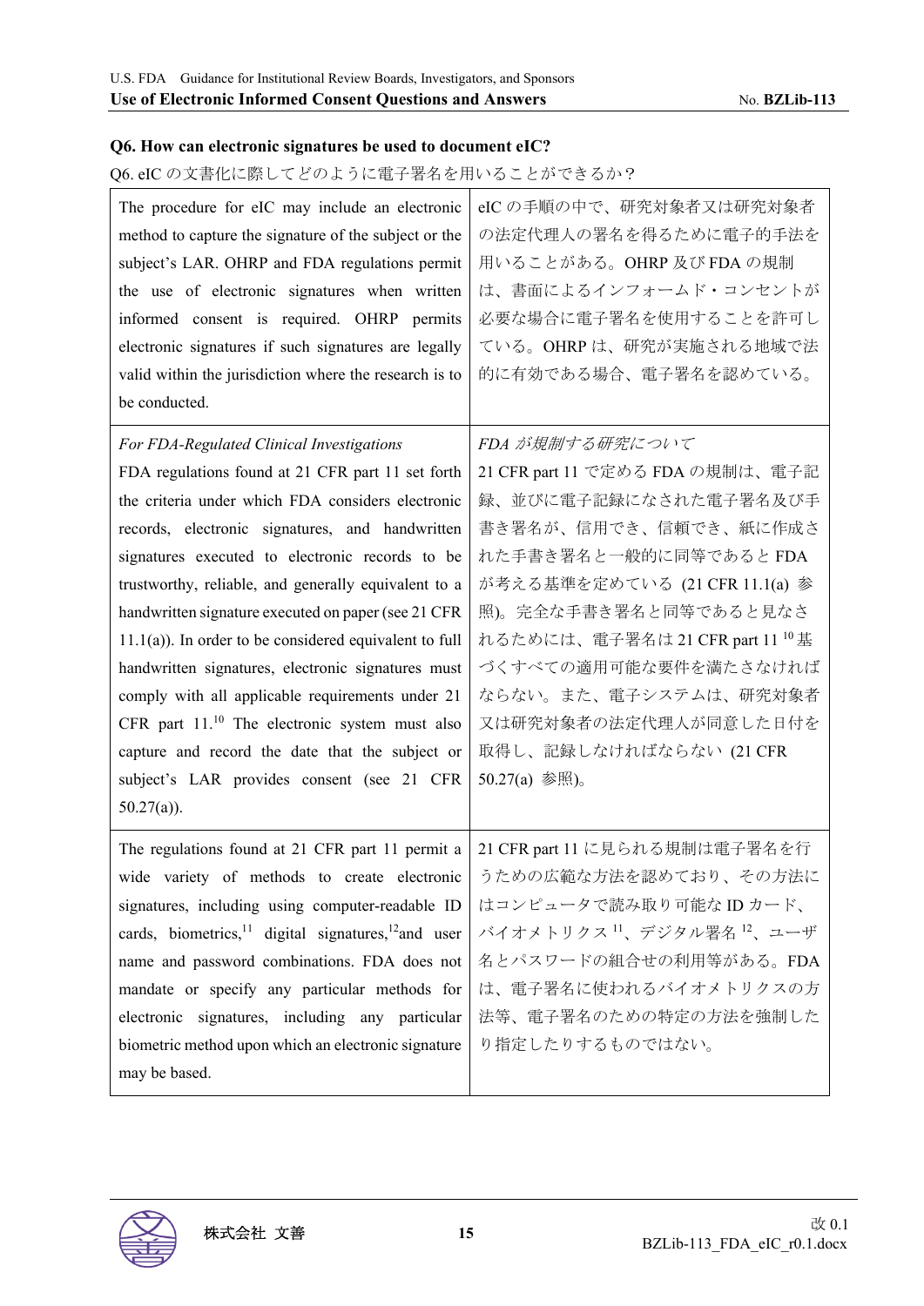**Q6. How can electronic signatures be used to document eIC?**

Q6. eIC の文書化に際してどのように電子署名を用いることができるか？

| | |
|---|---|
| The procedure for eIC may include an electronic method to capture the signature of the subject or the subject's LAR. OHRP and FDA regulations permit the use of electronic signatures when written informed consent is required. OHRP permits electronic signatures if such signatures are legally valid within the jurisdiction where the research is to be conducted. | eIC の手順の中で、研究対象者又は研究対象者の法定代理人の署名を得るために電子的手法を用いることがある。OHRP 及び FDA の規制は、書面によるインフォームド・コンセントが必要な場合に電子署名を使用することを許可している。OHRP は、研究が実施される地域で法的に有効である場合、電子署名を認めている。 |
| *For FDA-Regulated Clinical Investigations*<br>FDA regulations found at 21 CFR part 11 set forth the criteria under which FDA considers electronic records, electronic signatures, and handwritten signatures executed to electronic records to be trustworthy, reliable, and generally equivalent to a handwritten signature executed on paper (see 21 CFR 11.1(a)). In order to be considered equivalent to full handwritten signatures, electronic signatures must comply with all applicable requirements under 21 CFR part 11.[10] The electronic system must also capture and record the date that the subject or subject's LAR provides consent (see 21 CFR 50.27(a)). | *FDA が規制する研究について*<br>21 CFR part 11 で定める FDA の規制は、電子記録、並びに電子記録になされた電子署名及び手書き署名が、信用でき、信頼でき、紙に作成された手書き署名と一般的に同等であると FDA が考える基準を定めている (21 CFR 11.1(a) 参照)。完全な手書き署名と同等であると見なされるためには、電子署名は 21 CFR part 11 [10] 基づくすべての適用可能な要件を満たさなければならない。また、電子システムは、研究対象者又は研究対象者の法定代理人が同意した日付を取得し、記録しなければならない (21 CFR 50.27(a) 参照)。 |
| The regulations found at 21 CFR part 11 permit a wide variety of methods to create electronic signatures, including using computer-readable ID cards, biometrics,[11] digital signatures,[12] and user name and password combinations. FDA does not mandate or specify any particular methods for electronic signatures, including any particular biometric method upon which an electronic signature may be based. | 21 CFR part 11 に見られる規制は電子署名を行うための広範な方法を認めており、その方法にはコンピュータで読み取り可能な ID カード、バイオメトリクス [11]、デジタル署名 [12]、ユーザ名とパスワードの組合せの利用等がある。FDA は、電子署名に使われるバイオメトリクスの方法等、電子署名のための特定の方法を強制したり指定したりするものではない。 |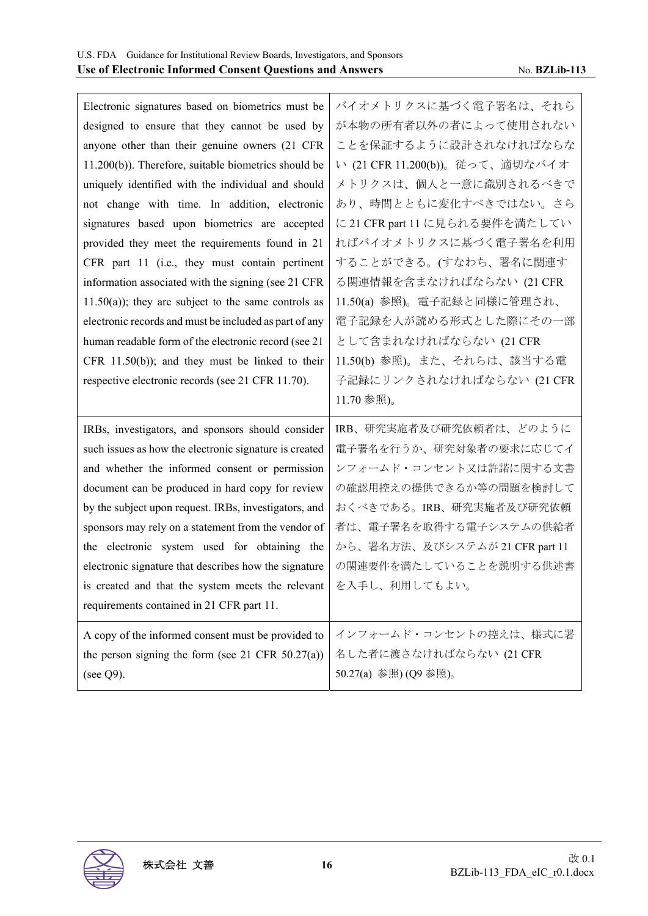| Electronic signatures based on biometrics must be designed to ensure that they cannot be used by anyone other than their genuine owners (21 CFR 11.200(b)). Therefore, suitable biometrics should be uniquely identified with the individual and should not change with time. In addition, electronic signatures based upon biometrics are accepted provided they meet the requirements found in 21 CFR part 11 (i.e., they must contain pertinent information associated with the signing (see 21 CFR 11.50(a)); they are subject to the same controls as electronic records and must be included as part of any human readable form of the electronic record (see 21 CFR 11.50(b)); and they must be linked to their respective electronic records (see 21 CFR 11.70). | バイオメトリクスに基づく電子署名は、それらが本物の所有者以外の者によって使用されないことを保証するように設計されなければならない (21 CFR 11.200(b))。従って、適切なバイオメトリクスは、個人と一意に識別されるべきであり、時間とともに変化すべきではない。さらに 21 CFR part 11 に見られる要件を満たしていればバイオメトリクスに基づく電子署名を利用することができる。(すなわち、署名に関連する関連情報を含まなければならない (21 CFR 11.50(a) 参照)。電子記録と同様に管理され、電子記録を人が読める形式とした際にその一部として含まれなければならない (21 CFR 11.50(b) 参照)。また、それらは、該当する電子記録にリンクされなければならない (21 CFR 11.70 参照)。 |
|---|---|
| IRBs, investigators, and sponsors should consider such issues as how the electronic signature is created and whether the informed consent or permission document can be produced in hard copy for review by the subject upon request. IRBs, investigators, and sponsors may rely on a statement from the vendor of the electronic system used for obtaining the electronic signature that describes how the signature is created and that the system meets the relevant requirements contained in 21 CFR part 11. | IRB、研究実施者及び研究依頼者は、どのように電子署名を行うか、研究対象者の要求に応じてインフォームド・コンセント又は許諾に関する文書の確認用控えの提供できるか等の問題を検討しておくべきである。IRB、研究実施者及び研究依頼者は、電子署名を取得する電子システムの供給者から、署名方法、及びシステムが 21 CFR part 11 の関連要件を満たしていることを説明する供述書を入手し、利用してもよい。 |
| A copy of the informed consent must be provided to the person signing the form (see 21 CFR 50.27(a)) (see Q9). | インフォームド・コンセントの控えは、様式に署名した者に渡さなければならない (21 CFR 50.27(a) 参照) (Q9 参照)。 |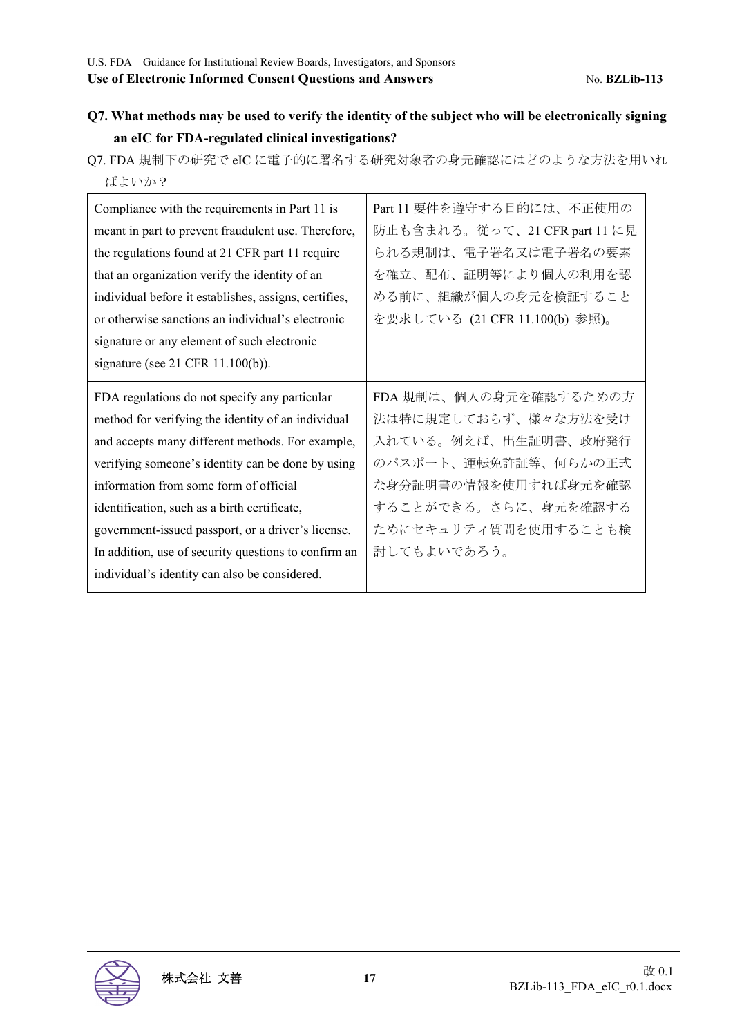**Q7. What methods may be used to verify the identity of the subject who will be electronically signing an eIC for FDA-regulated clinical investigations?**

Q7. FDA 規制下の研究で eIC に電子的に署名する研究対象者の身元確認にはどのような方法を用いればよいか？

| Compliance with the requirements in Part 11 is meant in part to prevent fraudulent use. Therefore, the regulations found at 21 CFR part 11 require that an organization verify the identity of an individual before it establishes, assigns, certifies, or otherwise sanctions an individual's electronic signature or any element of such electronic signature (see 21 CFR 11.100(b)). | Part 11 要件を遵守する目的には、不正使用の防止も含まれる。従って、21 CFR part 11 に見られる規制は、電子署名又は電子署名の要素を確立、配布、証明等により個人の利用を認める前に、組織が個人の身元を検証することを要求している (21 CFR 11.100(b) 参照)。 |
|---|---|
| FDA regulations do not specify any particular method for verifying the identity of an individual and accepts many different methods. For example, verifying someone's identity can be done by using information from some form of official identification, such as a birth certificate, government-issued passport, or a driver's license. In addition, use of security questions to confirm an individual's identity can also be considered. | FDA 規制は、個人の身元を確認するための方法は特に規定しておらず、様々な方法を受け入れている。例えば、出生証明書、政府発行のパスポート、運転免許証等、何らかの正式な身分証明書の情報を使用すれば身元を確認することができる。さらに、身元を確認するためにセキュリティ質問を使用することも検討してもよいであろう。 |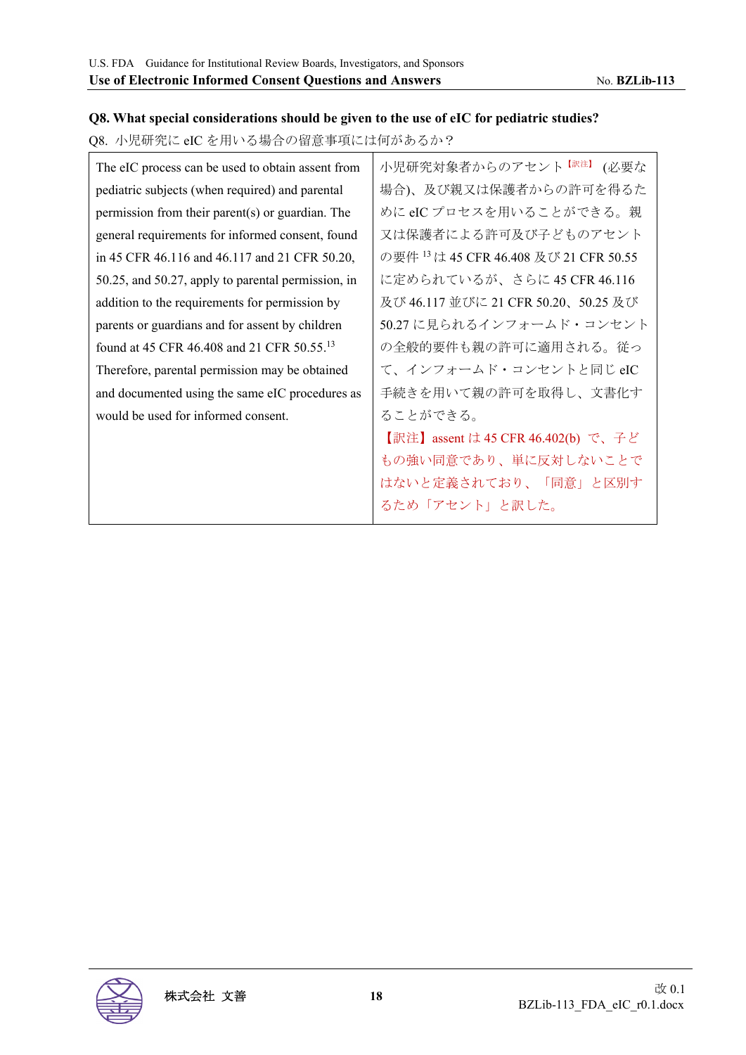**Q8. What special considerations should be given to the use of eIC for pediatric studies?**

Q8. 小児研究に eIC を用いる場合の留意事項には何があるか？

| | |
|---|---|
| The eIC process can be used to obtain assent from pediatric subjects (when required) and parental permission from their parent(s) or guardian. The general requirements for informed consent, found in 45 CFR 46.116 and 46.117 and 21 CFR 50.20, 50.25, and 50.27, apply to parental permission, in addition to the requirements for permission by parents or guardians and for assent by children found at 45 CFR 46.408 and 21 CFR 50.55.[13] Therefore, parental permission may be obtained and documented using the same eIC procedures as would be used for informed consent. | 小児研究対象者からのアセント[訳注] (必要な場合)、及び親又は保護者からの許可を得るために eIC プロセスを用いることができる。親又は保護者による許可及び子どものアセントの要件[13]は 45 CFR 46.408 及び 21 CFR 50.55 に定められているが、さらに 45 CFR 46.116 及び 46.117 並びに 21 CFR 50.20、50.25 及び 50.27 に見られるインフォームド・コンセントの全般的要件も親の許可に適用される。従って、インフォームド・コンセントと同じ eIC 手続きを用いて親の許可を取得し、文書化することができる。<br>【訳注】assent は 45 CFR 46.402(b) で、子どもの強い同意であり、単に反対しないことではないと定義されており、「同意」と区別するため「アセント」と訳した。 |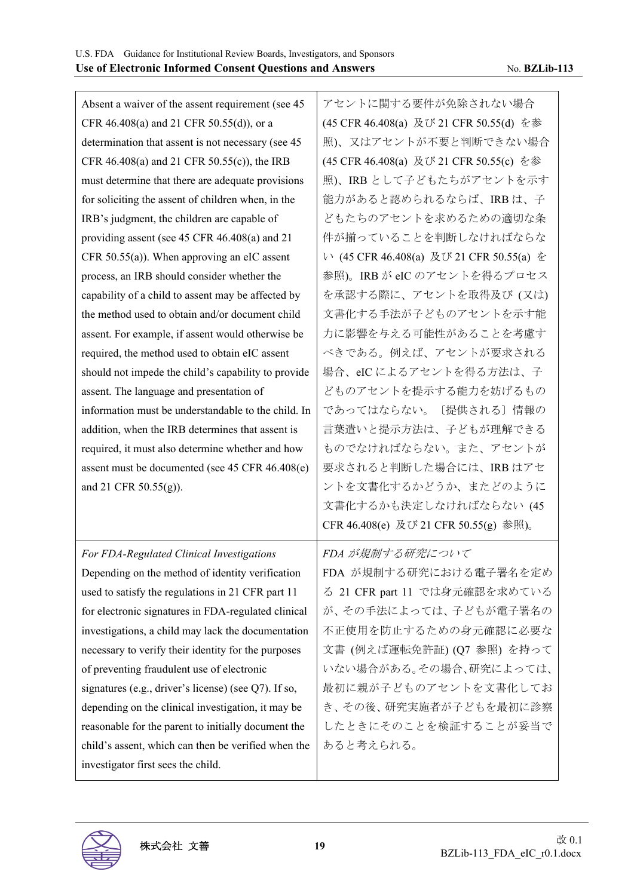| Absent a waiver of the assent requirement (see 45 CFR 46.408(a) and 21 CFR 50.55(d)), or a determination that assent is not necessary (see 45 CFR 46.408(a) and 21 CFR 50.55(c)), the IRB must determine that there are adequate provisions for soliciting the assent of children when, in the IRB's judgment, the children are capable of providing assent (see 45 CFR 46.408(a) and 21 CFR 50.55(a)). When approving an eIC assent process, an IRB should consider whether the capability of a child to assent may be affected by the method used to obtain and/or document child assent. For example, if assent would otherwise be required, the method used to obtain eIC assent should not impede the child's capability to provide assent. The language and presentation of information must be understandable to the child. In addition, when the IRB determines that assent is required, it must also determine whether and how assent must be documented (see 45 CFR 46.408(e) and 21 CFR 50.55(g)). | アセントに関する要件が免除されない場合 (45 CFR 46.408(a) 及び 21 CFR 50.55(d) を参照)、又はアセントが不要と判断できない場合 (45 CFR 46.408(a) 及び 21 CFR 50.55(c) を参照)、IRB として子どもたちがアセントを示す能力があると認められるならば、IRB は、子どもたちのアセントを求めるための適切な条件が揃っていることを判断しなければならない (45 CFR 46.408(a) 及び 21 CFR 50.55(a) を参照)。IRB が eIC のアセントを得るプロセスを承認する際に、アセントを取得及び (又は) 文書化する手法が子どものアセントを示す能力に影響を与える可能性があることを考慮すべきである。例えば、アセントが要求される場合、eIC によるアセントを得る方法は、子どものアセントを提示する能力を妨げるものであってはならない。〔提供される〕情報の言葉遣いと提示方法は、子どもが理解できるものでなければならない。また、アセントが要求されると判断した場合には、IRB はアセントを文書化するかどうか、またどのように文書化するかも決定しなければならない (45 CFR 46.408(e) 及び 21 CFR 50.55(g) 参照)。 |
|---|---|
| *For FDA-Regulated Clinical Investigations*<br>Depending on the method of identity verification used to satisfy the regulations in 21 CFR part 11 for electronic signatures in FDA-regulated clinical investigations, a child may lack the documentation necessary to verify their identity for the purposes of preventing fraudulent use of electronic signatures (e.g., driver's license) (see Q7). If so, depending on the clinical investigation, it may be reasonable for the parent to initially document the child's assent, which can then be verified when the investigator first sees the child. | *FDA が規制する研究について*<br>FDA が規制する研究における電子署名を定める 21 CFR part 11 では身元確認を求めているが、その手法によっては、子どもが電子署名の不正使用を防止するための身元確認に必要な文書 (例えば運転免許証) (Q7 参照) を持っていない場合がある。その場合、研究によっては、最初に親が子どものアセントを文書化しておき、その後、研究実施者が子どもを最初に診察したときにそのことを検証することが妥当であると考えられる。 |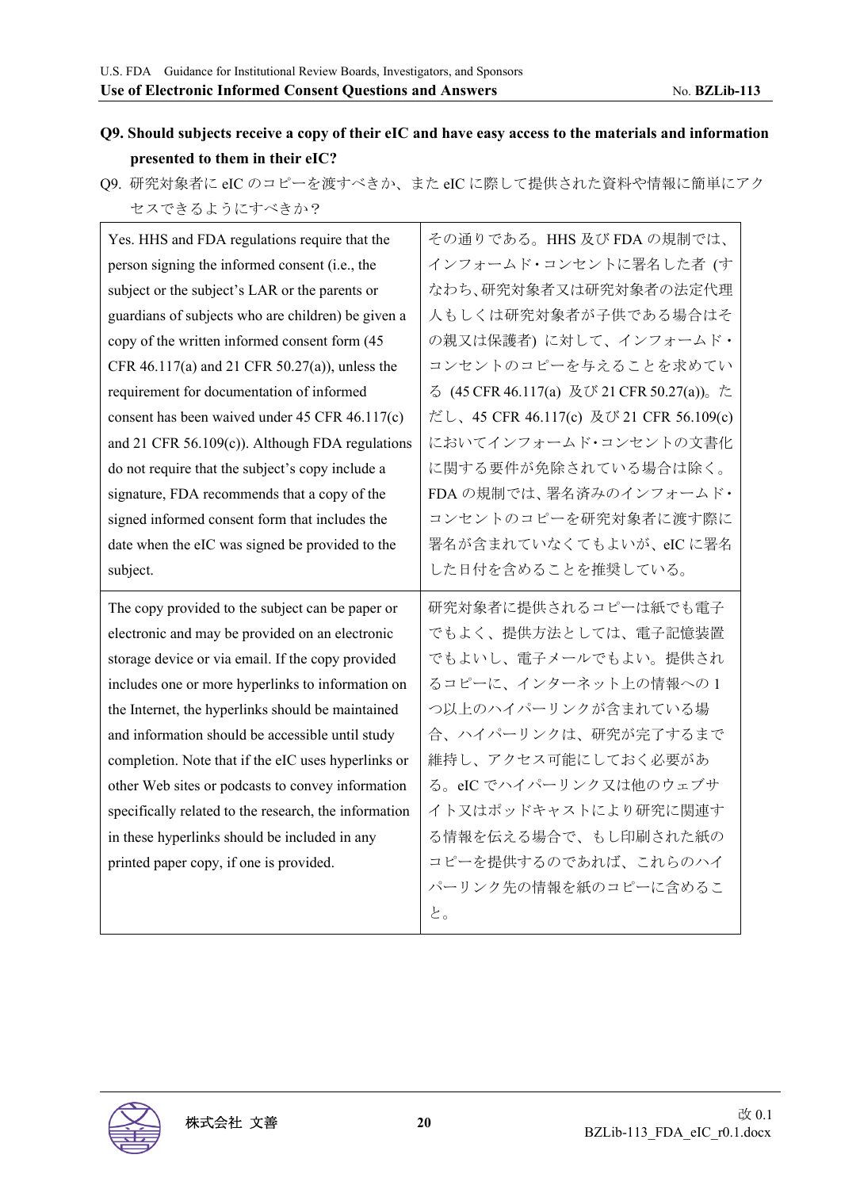**Q9. Should subjects receive a copy of their eIC and have easy access to the materials and information presented to them in their eIC?**

Q9. 研究対象者に eIC のコピーを渡すべきか、また eIC に際して提供された資料や情報に簡単にアクセスできるようにすべきか？

| | |
|---|---|
| Yes. HHS and FDA regulations require that the person signing the informed consent (i.e., the subject or the subject's LAR or the parents or guardians of subjects who are children) be given a copy of the written informed consent form (45 CFR 46.117(a) and 21 CFR 50.27(a)), unless the requirement for documentation of informed consent has been waived under 45 CFR 46.117(c) and 21 CFR 56.109(c)). Although FDA regulations do not require that the subject's copy include a signature, FDA recommends that a copy of the signed informed consent form that includes the date when the eIC was signed be provided to the subject. | その通りである。HHS 及び FDA の規制では、インフォームド･コンセントに署名した者 (すなわち、研究対象者又は研究対象者の法定代理人もしくは研究対象者が子供である場合はその親又は保護者) に対して、インフォームド･コンセントのコピーを与えることを求めている (45 CFR 46.117(a) 及び 21 CFR 50.27(a))。ただし、45 CFR 46.117(c) 及び 21 CFR 56.109(c) においてインフォームド･コンセントの文書化に関する要件が免除されている場合は除く。FDA の規制では、署名済みのインフォームド･コンセントのコピーを研究対象者に渡す際に署名が含まれていなくてもよいが、eIC に署名した日付を含めることを推奨している。 |
| The copy provided to the subject can be paper or electronic and may be provided on an electronic storage device or via email. If the copy provided includes one or more hyperlinks to information on the Internet, the hyperlinks should be maintained and information should be accessible until study completion. Note that if the eIC uses hyperlinks or other Web sites or podcasts to convey information specifically related to the research, the information in these hyperlinks should be included in any printed paper copy, if one is provided. | 研究対象者に提供されるコピーは紙でも電子でもよく、提供方法としては、電子記憶装置でもよいし、電子メールでもよい。提供されるコピーに、インターネット上の情報への 1 つ以上のハイパーリンクが含まれている場合、ハイパーリンクは、研究が完了するまで維持し、アクセス可能にしておく必要がある。eIC でハイパーリンク又は他のウェブサイト又はポッドキャストにより研究に関連する情報を伝える場合で、もし印刷された紙のコピーを提供するのであれば、これらのハイパーリンク先の情報を紙のコピーに含めること。 |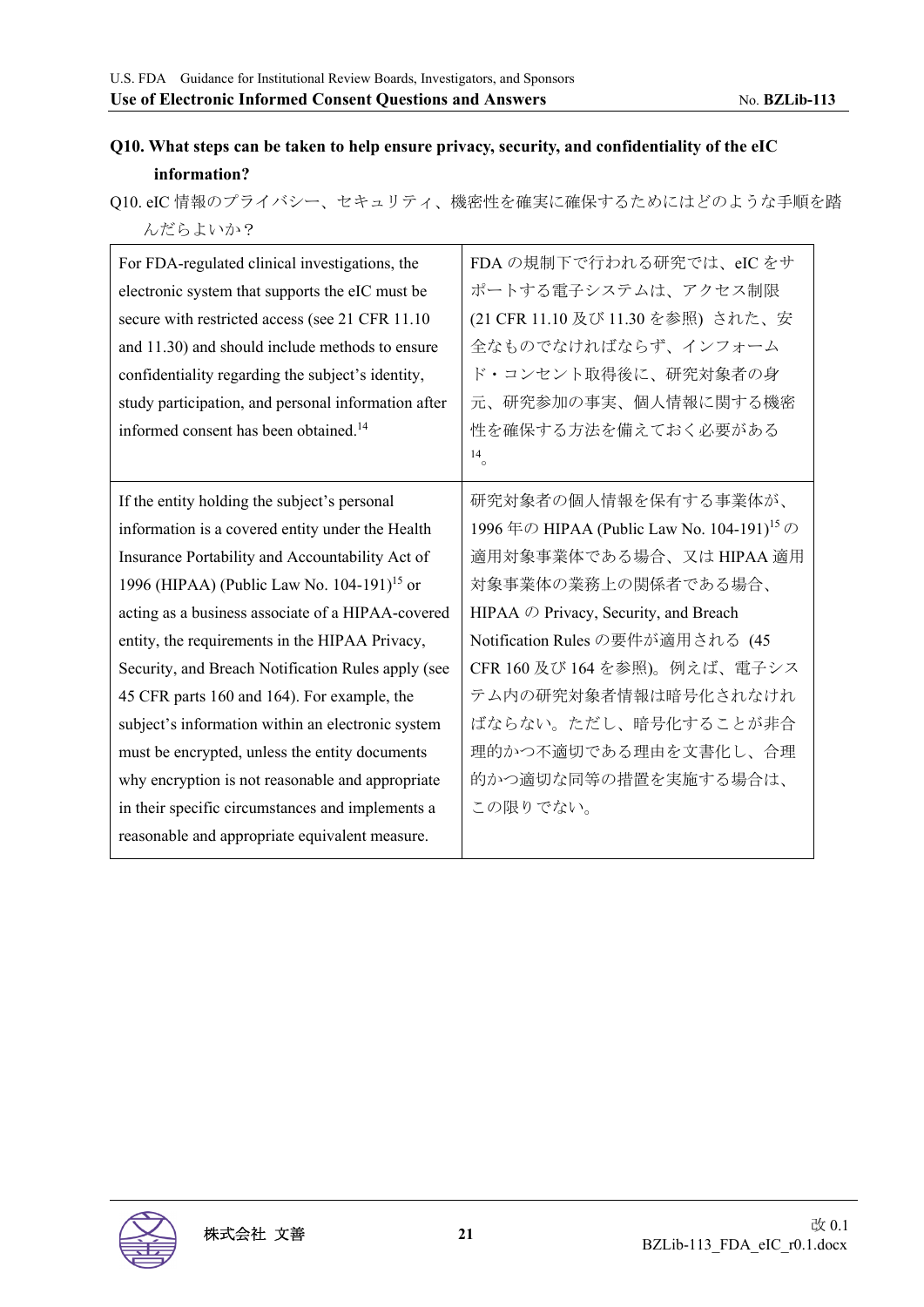**Q10. What steps can be taken to help ensure privacy, security, and confidentiality of the eIC information?**

Q10. eIC 情報のプライバシー、セキュリティ、機密性を確実に確保するためにはどのような手順を踏んだらよいか？

| | |
|---|---|
| For FDA-regulated clinical investigations, the electronic system that supports the eIC must be secure with restricted access (see 21 CFR 11.10 and 11.30) and should include methods to ensure confidentiality regarding the subject's identity, study participation, and personal information after informed consent has been obtained.[14] | FDA の規制下で行われる研究では、eIC をサポートする電子システムは、アクセス制限 (21 CFR 11.10 及び 11.30 を参照) された、安全なものでなければならず、インフォームド・コンセント取得後に、研究対象者の身元、研究参加の事実、個人情報に関する機密性を確保する方法を備えておく必要がある[14]。 |
| If the entity holding the subject's personal information is a covered entity under the Health Insurance Portability and Accountability Act of 1996 (HIPAA) (Public Law No. 104-191)[15] or acting as a business associate of a HIPAA-covered entity, the requirements in the HIPAA Privacy, Security, and Breach Notification Rules apply (see 45 CFR parts 160 and 164). For example, the subject's information within an electronic system must be encrypted, unless the entity documents why encryption is not reasonable and appropriate in their specific circumstances and implements a reasonable and appropriate equivalent measure. | 研究対象者の個人情報を保有する事業体が、1996 年の HIPAA (Public Law No. 104-191)[15] の適用対象事業体である場合、又は HIPAA 適用対象事業体の業務上の関係者である場合、HIPAA の Privacy, Security, and Breach Notification Rules の要件が適用される (45 CFR 160 及び 164 を参照)。例えば、電子システム内の研究対象者情報は暗号化されなければならない。ただし、暗号化することが非合理的かつ不適切である理由を文書化し、合理的かつ適切な同等の措置を実施する場合は、この限りでない。 |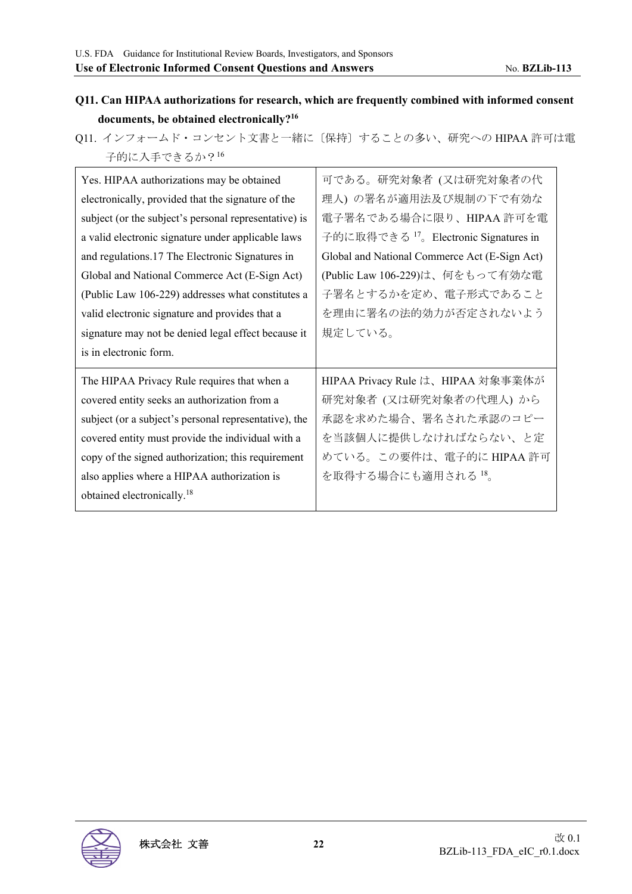**Q11. Can HIPAA authorizations for research, which are frequently combined with informed consent documents, be obtained electronically?[16]**

Q11. インフォームド・コンセント文書と一緒に〔保持〕することの多い、研究への HIPAA 許可は電子的に入手できるか？[16]

| | |
|---|---|
| Yes. HIPAA authorizations may be obtained electronically, provided that the signature of the subject (or the subject's personal representative) is a valid electronic signature under applicable laws and regulations.17 The Electronic Signatures in Global and National Commerce Act (E-Sign Act) (Public Law 106-229) addresses what constitutes a valid electronic signature and provides that a signature may not be denied legal effect because it is in electronic form. | 可である。研究対象者 (又は研究対象者の代理人) の署名が適用法及び規制の下で有効な電子署名である場合に限り、HIPAA 許可を電子的に取得できる [17]。Electronic Signatures in Global and National Commerce Act (E-Sign Act) (Public Law 106-229)は、何をもって有効な電子署名とするかを定め、電子形式であることを理由に署名の法的効力が否定されないよう規定している。 |
| The HIPAA Privacy Rule requires that when a covered entity seeks an authorization from a subject (or a subject's personal representative), the covered entity must provide the individual with a copy of the signed authorization; this requirement also applies where a HIPAA authorization is obtained electronically.[18] | HIPAA Privacy Rule は、HIPAA 対象事業体が研究対象者 (又は研究対象者の代理人) から承認を求めた場合、署名された承認のコピーを当該個人に提供しなければならない、と定めている。この要件は、電子的に HIPAA 許可を取得する場合にも適用される [18]。 |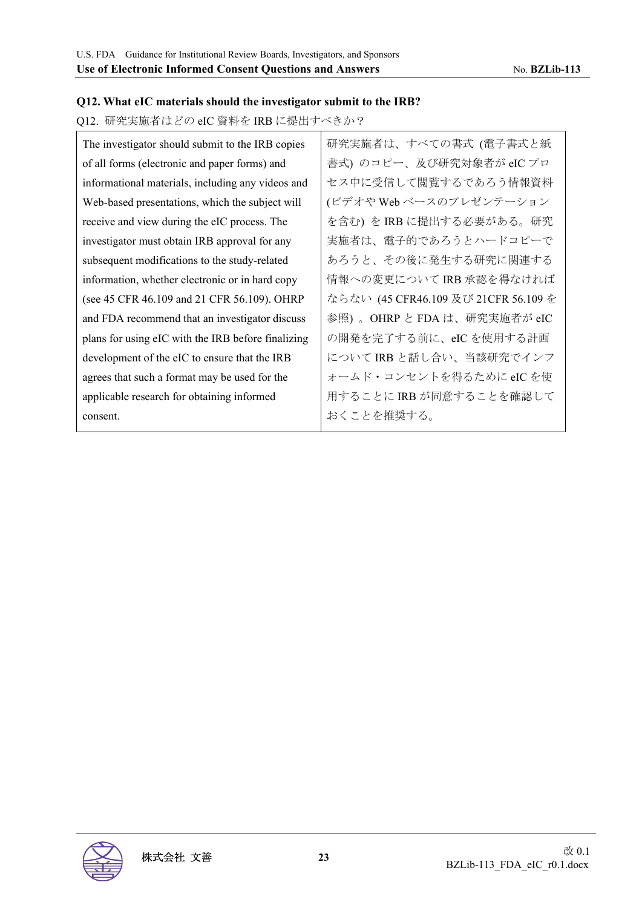### Q12. What eIC materials should the investigator submit to the IRB?

Q12. 研究実施者はどの eIC 資料を IRB に提出すべきか？

| The investigator should submit to the IRB copies of all forms (electronic and paper forms) and informational materials, including any videos and Web-based presentations, which the subject will receive and view during the eIC process. The investigator must obtain IRB approval for any subsequent modifications to the study-related information, whether electronic or in hard copy (see 45 CFR 46.109 and 21 CFR 56.109). OHRP and FDA recommend that an investigator discuss plans for using eIC with the IRB before finalizing development of the eIC to ensure that the IRB agrees that such a format may be used for the applicable research for obtaining informed consent. | 研究実施者は、すべての書式 (電子書式と紙書式) のコピー、及び研究対象者が eIC プロセス中に受信して閲覧するであろう情報資料 (ビデオや Web ベースのプレゼンテーションを含む) を IRB に提出する必要がある。研究実施者は、電子的であろうとハードコピーであろうと、その後に発生する研究に関連する情報への変更について IRB 承認を得なければならない (45 CFR46.109 及び 21CFR 56.109 を参照) 。OHRP と FDA は、研究実施者が eIC の開発を完了する前に、eIC を使用する計画について IRB と話し合い、当該研究でインフォームド・コンセントを得るために eIC を使用することに IRB が同意することを確認しておくことを推奨する。 |
|---|---|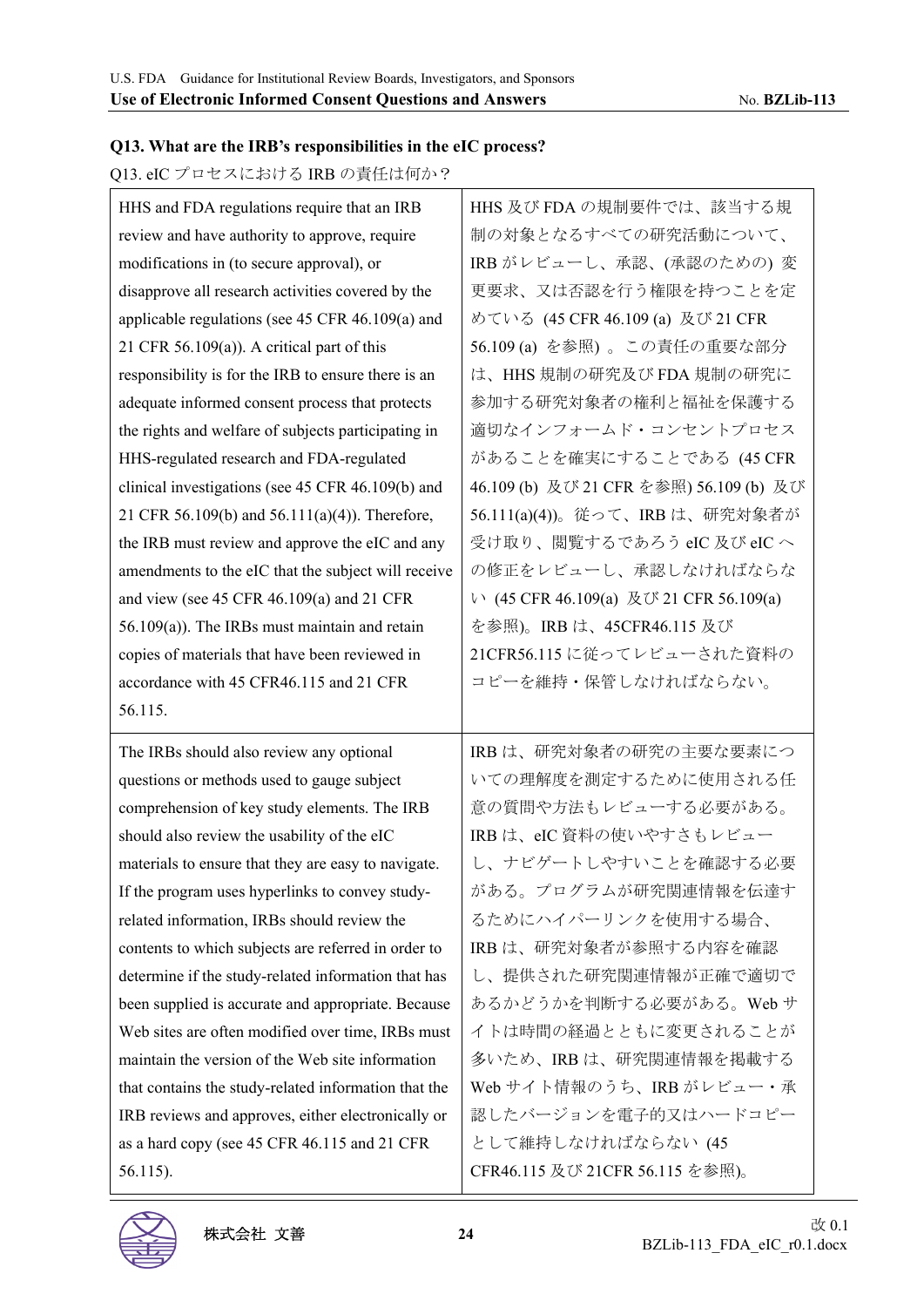**Q13. What are the IRB's responsibilities in the eIC process?**

Q13. eIC プロセスにおける IRB の責任は何か？

| | |
|---|---|
| HHS and FDA regulations require that an IRB review and have authority to approve, require modifications in (to secure approval), or disapprove all research activities covered by the applicable regulations (see 45 CFR 46.109(a) and 21 CFR 56.109(a)). A critical part of this responsibility is for the IRB to ensure there is an adequate informed consent process that protects the rights and welfare of subjects participating in HHS-regulated research and FDA-regulated clinical investigations (see 45 CFR 46.109(b) and 21 CFR 56.109(b) and 56.111(a)(4)). Therefore, the IRB must review and approve the eIC and any amendments to the eIC that the subject will receive and view (see 45 CFR 46.109(a) and 21 CFR 56.109(a)). The IRBs must maintain and retain copies of materials that have been reviewed in accordance with 45 CFR46.115 and 21 CFR 56.115. | HHS 及び FDA の規制要件では、該当する規制の対象となるすべての研究活動について、IRB がレビューし、承認、(承認のための) 変更要求、又は否認を行う権限を持つことを定めている (45 CFR 46.109 (a) 及び 21 CFR 56.109 (a) を参照) 。この責任の重要な部分は、HHS 規制の研究及び FDA 規制の研究に参加する研究対象者の権利と福祉を保護する適切なインフォームド・コンセントプロセスがあることを確実にすることである (45 CFR 46.109 (b) 及び 21 CFR を参照) 56.109 (b) 及び 56.111(a)(4))。従って、IRB は、研究対象者が受け取り、閲覧するであろう eIC 及び eIC への修正をレビューし、承認しなければならない (45 CFR 46.109(a) 及び 21 CFR 56.109(a) を参照)。IRB は、45CFR46.115 及び 21CFR56.115 に従ってレビューされた資料のコピーを維持・保管しなければならない。 |
| The IRBs should also review any optional questions or methods used to gauge subject comprehension of key study elements. The IRB should also review the usability of the eIC materials to ensure that they are easy to navigate. If the program uses hyperlinks to convey study-related information, IRBs should review the contents to which subjects are referred in order to determine if the study-related information that has been supplied is accurate and appropriate. Because Web sites are often modified over time, IRBs must maintain the version of the Web site information that contains the study-related information that the IRB reviews and approves, either electronically or as a hard copy (see 45 CFR 46.115 and 21 CFR 56.115). | IRB は、研究対象者の研究の主要な要素についての理解度を測定するために使用される任意の質問や方法もレビューする必要がある。IRB は、eIC 資料の使いやすさもレビューし、ナビゲートしやすいことを確認する必要がある。プログラムが研究関連情報を伝達するためにハイパーリンクを使用する場合、IRB は、研究対象者が参照する内容を確認し、提供された研究関連情報が正確で適切であるかどうかを判断する必要がある。Web サイトは時間の経過とともに変更されることが多いため、IRB は、研究関連情報を掲載する Web サイト情報のうち、IRB がレビュー・承認したバージョンを電子的又はハードコピーとして維持しなければならない (45 CFR46.115 及び 21CFR 56.115 を参照)。 |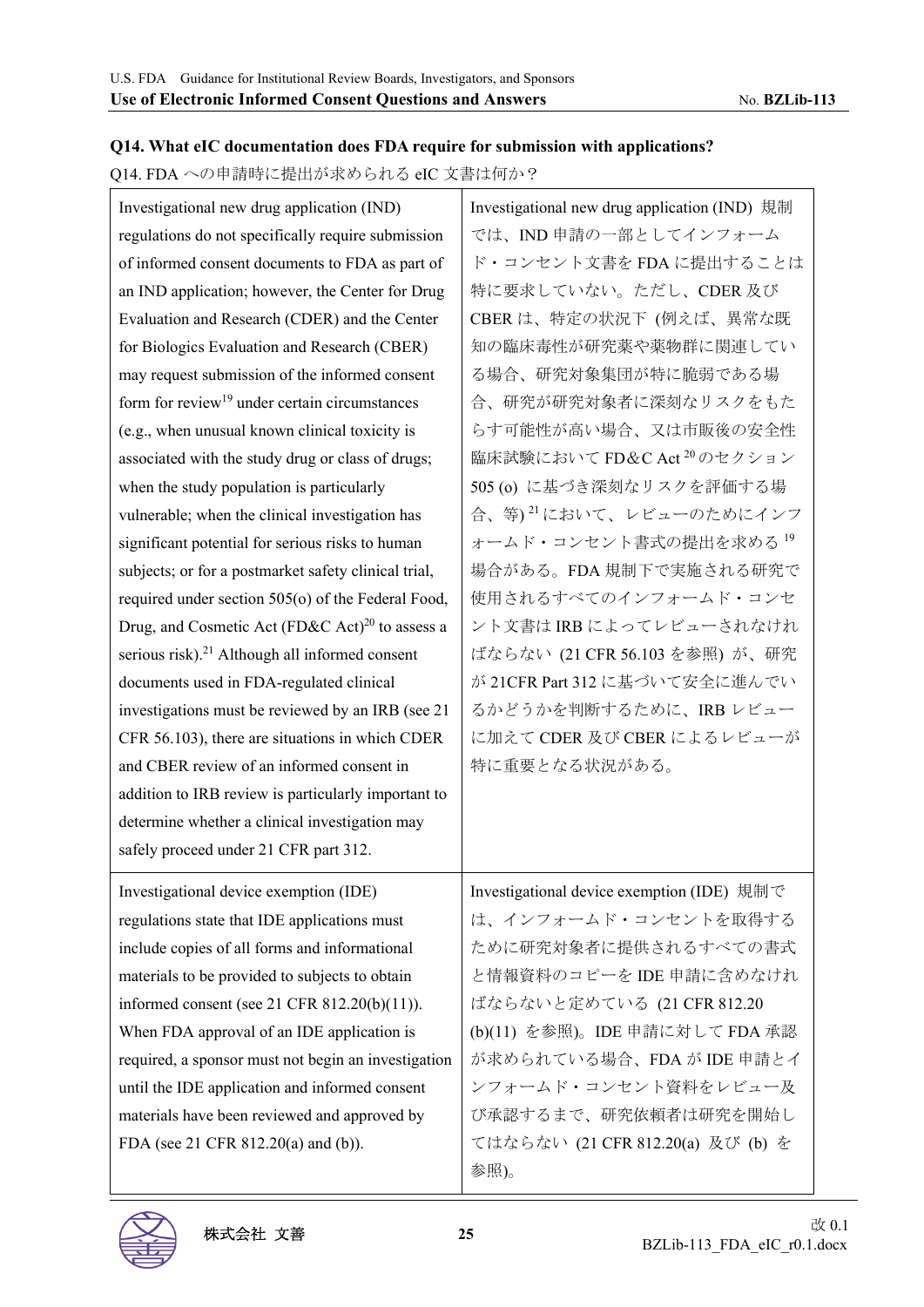**Q14. What eIC documentation does FDA require for submission with applications?**

Q14. FDA への申請時に提出が求められる eIC 文書は何か？

| | |
|---|---|
| Investigational new drug application (IND) regulations do not specifically require submission of informed consent documents to FDA as part of an IND application; however, the Center for Drug Evaluation and Research (CDER) and the Center for Biologics Evaluation and Research (CBER) may request submission of the informed consent form for review[19] under certain circumstances (e.g., when unusual known clinical toxicity is associated with the study drug or class of drugs; when the study population is particularly vulnerable; when the clinical investigation has significant potential for serious risks to human subjects; or for a postmarket safety clinical trial, required under section 505(o) of the Federal Food, Drug, and Cosmetic Act (FD&C Act)[20] to assess a serious risk).[21] Although all informed consent documents used in FDA-regulated clinical investigations must be reviewed by an IRB (see 21 CFR 56.103), there are situations in which CDER and CBER review of an informed consent in addition to IRB review is particularly important to determine whether a clinical investigation may safely proceed under 21 CFR part 312. | Investigational new drug application (IND) 規制では、IND 申請の一部としてインフォームド・コンセント文書を FDA に提出することは特に要求していない。ただし、CDER 及び CBER は、特定の状況下 (例えば、異常な既知の臨床毒性が研究薬や薬物群に関連している場合、研究対象集団が特に脆弱である場合、研究が研究対象者に深刻なリスクをもたらす可能性が高い場合、又は市販後の安全性臨床試験において FD&C Act[20] のセクション 505 (o) に基づき深刻なリスクを評価する場合、等)[21] において、レビューのためにインフォームド・コンセント書式の提出を求める[19] 場合がある。FDA 規制下で実施される研究で使用されるすべてのインフォームド・コンセント文書は IRB によってレビューされなければならない (21 CFR 56.103 を参照) が、研究が 21CFR Part 312 に基づいて安全に進んでいるかどうかを判断するために、IRB レビューに加えて CDER 及び CBER によるレビューが特に重要となる状況がある。 |
| Investigational device exemption (IDE) regulations state that IDE applications must include copies of all forms and informational materials to be provided to subjects to obtain informed consent (see 21 CFR 812.20(b)(11)). When FDA approval of an IDE application is required, a sponsor must not begin an investigation until the IDE application and informed consent materials have been reviewed and approved by FDA (see 21 CFR 812.20(a) and (b)). | Investigational device exemption (IDE) 規制では、インフォームド・コンセントを取得するために研究対象者に提供されるすべての書式と情報資料のコピーを IDE 申請に含めなければならないと定めている (21 CFR 812.20 (b)(11) を参照)。IDE 申請に対して FDA 承認が求められている場合、FDA が IDE 申請とインフォームド・コンセント資料をレビュー及び承認するまで、研究依頼者は研究を開始してはならない (21 CFR 812.20(a) 及び (b) を参照)。 |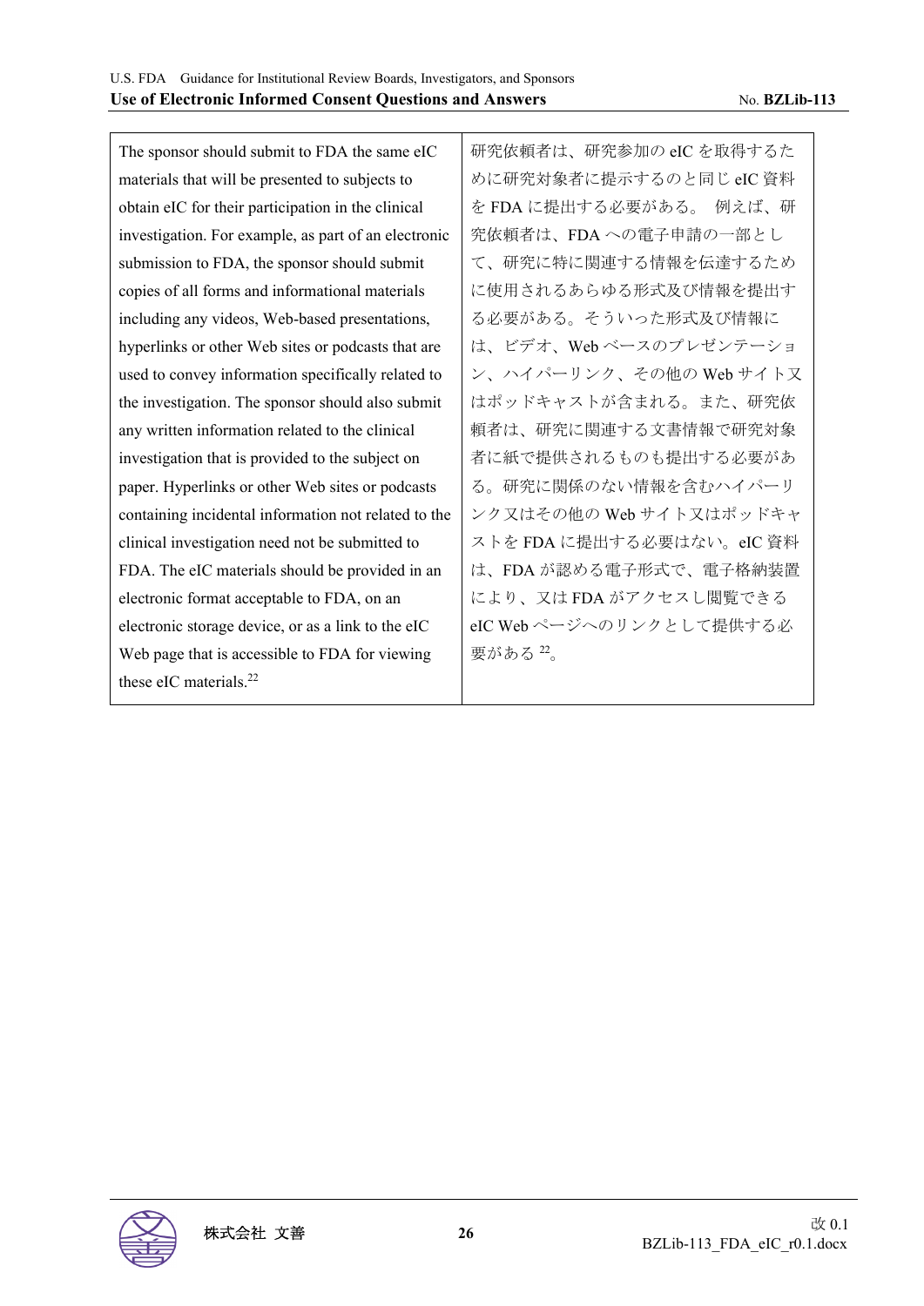| The sponsor should submit to FDA the same eIC materials that will be presented to subjects to obtain eIC for their participation in the clinical investigation. For example, as part of an electronic submission to FDA, the sponsor should submit copies of all forms and informational materials including any videos, Web-based presentations, hyperlinks or other Web sites or podcasts that are used to convey information specifically related to the investigation. The sponsor should also submit any written information related to the clinical investigation that is provided to the subject on paper. Hyperlinks or other Web sites or podcasts containing incidental information not related to the clinical investigation need not be submitted to FDA. The eIC materials should be provided in an electronic format acceptable to FDA, on an electronic storage device, or as a link to the eIC Web page that is accessible to FDA for viewing these eIC materials.[22] | 研究依頼者は、研究参加の eIC を取得するために研究対象者に提示するのと同じ eIC 資料を FDA に提出する必要がある。 例えば、研究依頼者は、FDA への電子申請の一部として、研究に特に関連する情報を伝達するために使用されるあらゆる形式及び情報を提出する必要がある。そういった形式及び情報には、ビデオ、Web ベースのプレゼンテーション、ハイパーリンク、その他の Web サイト又はポッドキャストが含まれる。また、研究依頼者は、研究に関連する文書情報で研究対象者に紙で提供されるものも提出する必要がある。研究に関係のない情報を含むハイパーリンク又はその他の Web サイト又はポッドキャストを FDA に提出する必要はない。eIC 資料は、FDA が認める電子形式で、電子格納装置により、又は FDA がアクセスし閲覧できる eIC Web ページへのリンクとして提供する必要がある[22]。 |
|---|---|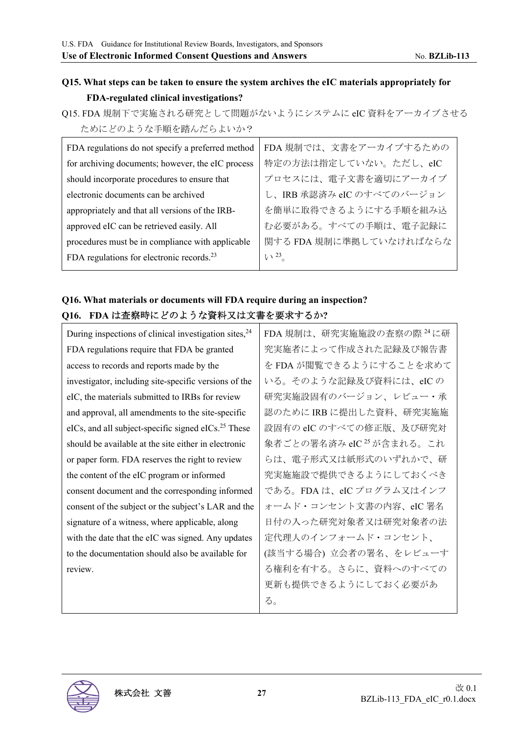**Q15. What steps can be taken to ensure the system archives the eIC materials appropriately for FDA-regulated clinical investigations?**

Q15. FDA 規制下で実施される研究として問題がないようにシステムに eIC 資料をアーカイブさせるためにどのような手順を踏んだらよいか？

| | |
|---|---|
| FDA regulations do not specify a preferred method for archiving documents; however, the eIC process should incorporate procedures to ensure that electronic documents can be archived appropriately and that all versions of the IRB-approved eIC can be retrieved easily. All procedures must be in compliance with applicable FDA regulations for electronic records.[23] | FDA 規制では、文書をアーカイブするための特定の方法は指定していない。ただし、eIC プロセスには、電子文書を適切にアーカイブし、IRB 承認済み eIC のすべてのバージョンを簡単に取得できるようにする手順を組み込む必要がある。すべての手順は、電子記録に関する FDA 規制に準拠していなければならない[23]。 |

**Q16. What materials or documents will FDA require during an inspection?**

**Q16.　FDA は査察時にどのような資料又は文書を要求するか?**

| | |
|---|---|
| During inspections of clinical investigation sites,[24] FDA regulations require that FDA be granted access to records and reports made by the investigator, including site-specific versions of the eIC, the materials submitted to IRBs for review and approval, all amendments to the site-specific eICs, and all subject-specific signed eICs.[25] These should be available at the site either in electronic or paper form. FDA reserves the right to review the content of the eIC program or informed consent document and the corresponding informed consent of the subject or the subject's LAR and the signature of a witness, where applicable, along with the date that the eIC was signed. Any updates to the documentation should also be available for review. | FDA 規制は、研究実施施設の査察の際[24]に研究実施者によって作成された記録及び報告書を FDA が閲覧できるようにすることを求めている。そのような記録及び資料には、eIC の研究実施設固有のバージョン、レビュー・承認のために IRB に提出した資料、研究実施施設固有の eIC のすべての修正版、及び研究対象者ごとの署名済み eIC[25]が含まれる。これらは、電子形式又は紙形式のいずれかで、研究実施施設で提供できるようにしておくべきである。FDA は、eIC プログラム又はインフォームド・コンセント文書の内容、eIC 署名日付の入った研究対象者又は研究対象者の法定代理人のインフォームド・コンセント、(該当する場合) 立会者の署名、をレビューする権利を有する。さらに、資料へのすべての更新も提供できるようにしておく必要がある。 |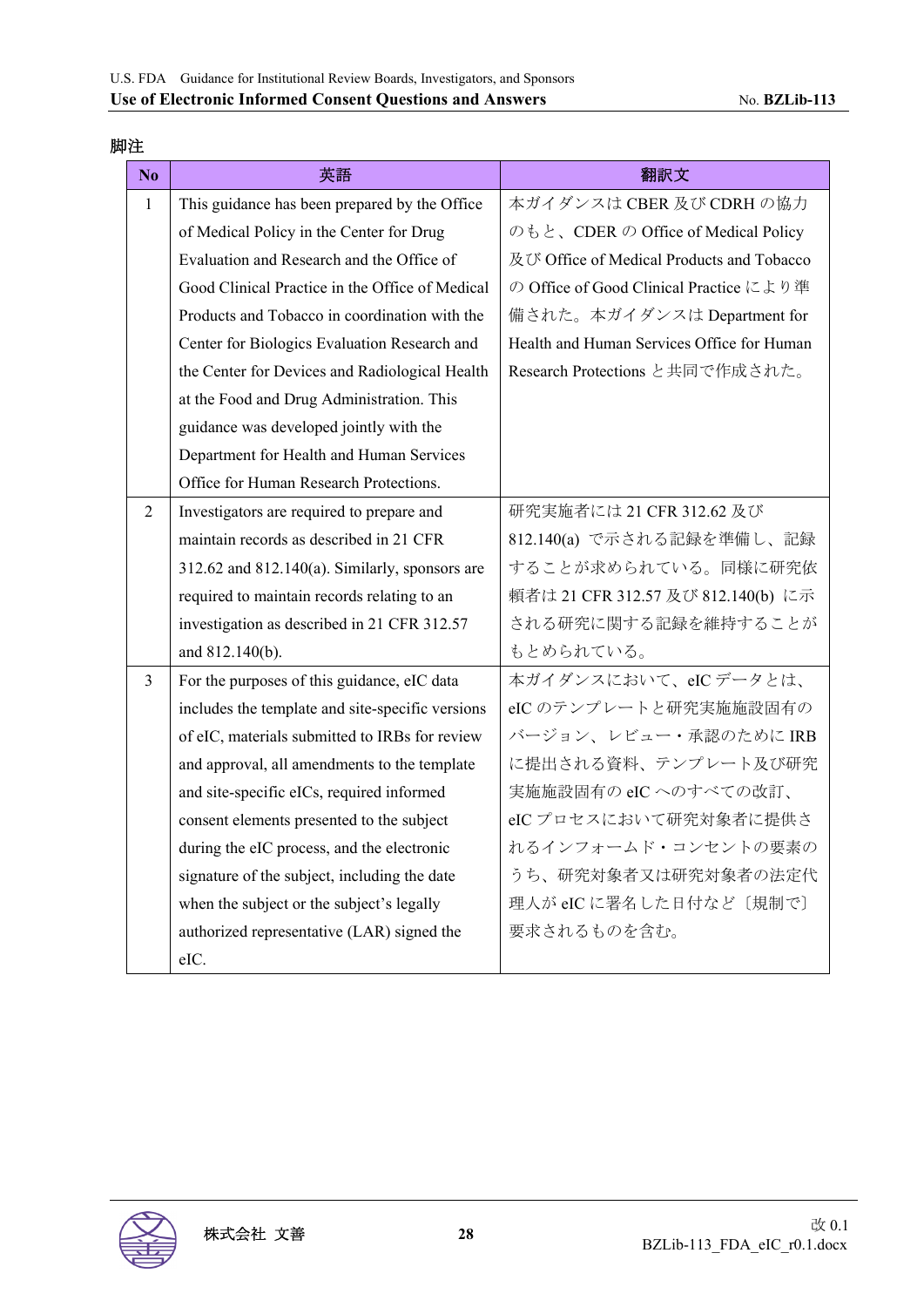脚注

| No | 英語 | 翻訳文 |
|---|---|---|
| 1 | This guidance has been prepared by the Office of Medical Policy in the Center for Drug Evaluation and Research and the Office of Good Clinical Practice in the Office of Medical Products and Tobacco in coordination with the Center for Biologics Evaluation Research and the Center for Devices and Radiological Health at the Food and Drug Administration. This guidance was developed jointly with the Department for Health and Human Services Office for Human Research Protections. | 本ガイダンスは CBER 及び CDRH の協力のもと、CDER の Office of Medical Policy 及び Office of Medical Products and Tobacco の Office of Good Clinical Practice により準備された。本ガイダンスは Department for Health and Human Services Office for Human Research Protections と共同で作成された。 |
| 2 | Investigators are required to prepare and maintain records as described in 21 CFR 312.62 and 812.140(a). Similarly, sponsors are required to maintain records relating to an investigation as described in 21 CFR 312.57 and 812.140(b). | 研究実施者には 21 CFR 312.62 及び 812.140(a) で示される記録を準備し、記録することが求められている。同様に研究依頼者は 21 CFR 312.57 及び 812.140(b) に示される研究に関する記録を維持することがもとめられている。 |
| 3 | For the purposes of this guidance, eIC data includes the template and site-specific versions of eIC, materials submitted to IRBs for review and approval, all amendments to the template and site-specific eICs, required informed consent elements presented to the subject during the eIC process, and the electronic signature of the subject, including the date when the subject or the subject's legally authorized representative (LAR) signed the eIC. | 本ガイダンスにおいて、eIC データとは、eIC のテンプレートと研究実施施設固有のバージョン、レビュー・承認のために IRB に提出される資料、テンプレート及び研究実施施設固有の eIC へのすべての改訂、eIC プロセスにおいて研究対象者に提供されるインフォームド・コンセントの要素のうち、研究対象者又は研究対象者の法定代理人が eIC に署名した日付など〔規制で〕要求されるものを含む。 |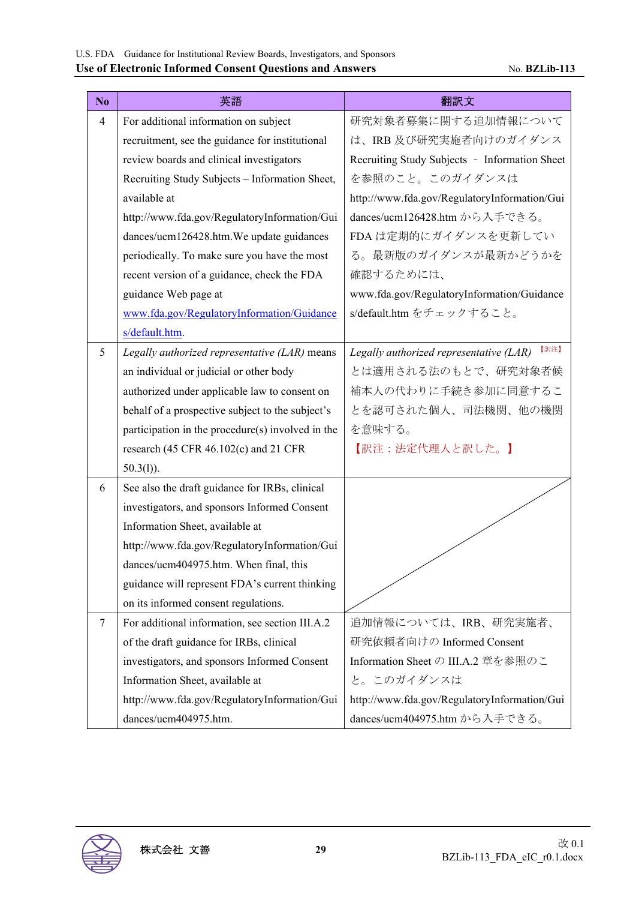| No | 英語 | 翻訳文 |
|---|---|---|
| 4 | For additional information on subject recruitment, see the guidance for institutional review boards and clinical investigators Recruiting Study Subjects – Information Sheet, available at http://www.fda.gov/RegulatoryInformation/Guidances/ucm126428.htm.We update guidances periodically. To make sure you have the most recent version of a guidance, check the FDA guidance Web page at www.fda.gov/RegulatoryInformation/Guidances/default.htm. | 研究対象者募集に関する追加情報については、IRB 及び研究実施者向けのガイダンス Recruiting Study Subjects – Information Sheet を参照のこと。このガイダンスは http://www.fda.gov/RegulatoryInformation/Guidances/ucm126428.htm から入手できる。FDA は定期的にガイダンスを更新している。最新版のガイダンスが最新かどうかを確認するためには、www.fda.gov/RegulatoryInformation/Guidances/default.htm をチェックすること。 |
| 5 | *Legally authorized representative (LAR)* means an individual or judicial or other body authorized under applicable law to consent on behalf of a prospective subject to the subject's participation in the procedure(s) involved in the research (45 CFR 46.102(c) and 21 CFR 50.3(l)). | *Legally authorized representative (LAR)* 【訳注】とは適用される法のもとで、研究対象者候補本人の代わりに手続き参加に同意することを認可された個人、司法機関、他の機関を意味する。【訳注：法定代理人と訳した。】 |
| 6 | See also the draft guidance for IRBs, clinical investigators, and sponsors Informed Consent Information Sheet, available at http://www.fda.gov/RegulatoryInformation/Guidances/ucm404975.htm. When final, this guidance will represent FDA's current thinking on its informed consent regulations. | |
| 7 | For additional information, see section III.A.2 of the draft guidance for IRBs, clinical investigators, and sponsors Informed Consent Information Sheet, available at http://www.fda.gov/RegulatoryInformation/Guidances/ucm404975.htm. | 追加情報については、IRB、研究実施者、研究依頼者向けの Informed Consent Information Sheet の III.A.2 章を参照のこと。このガイダンスは http://www.fda.gov/RegulatoryInformation/Guidances/ucm404975.htm から入手できる。 |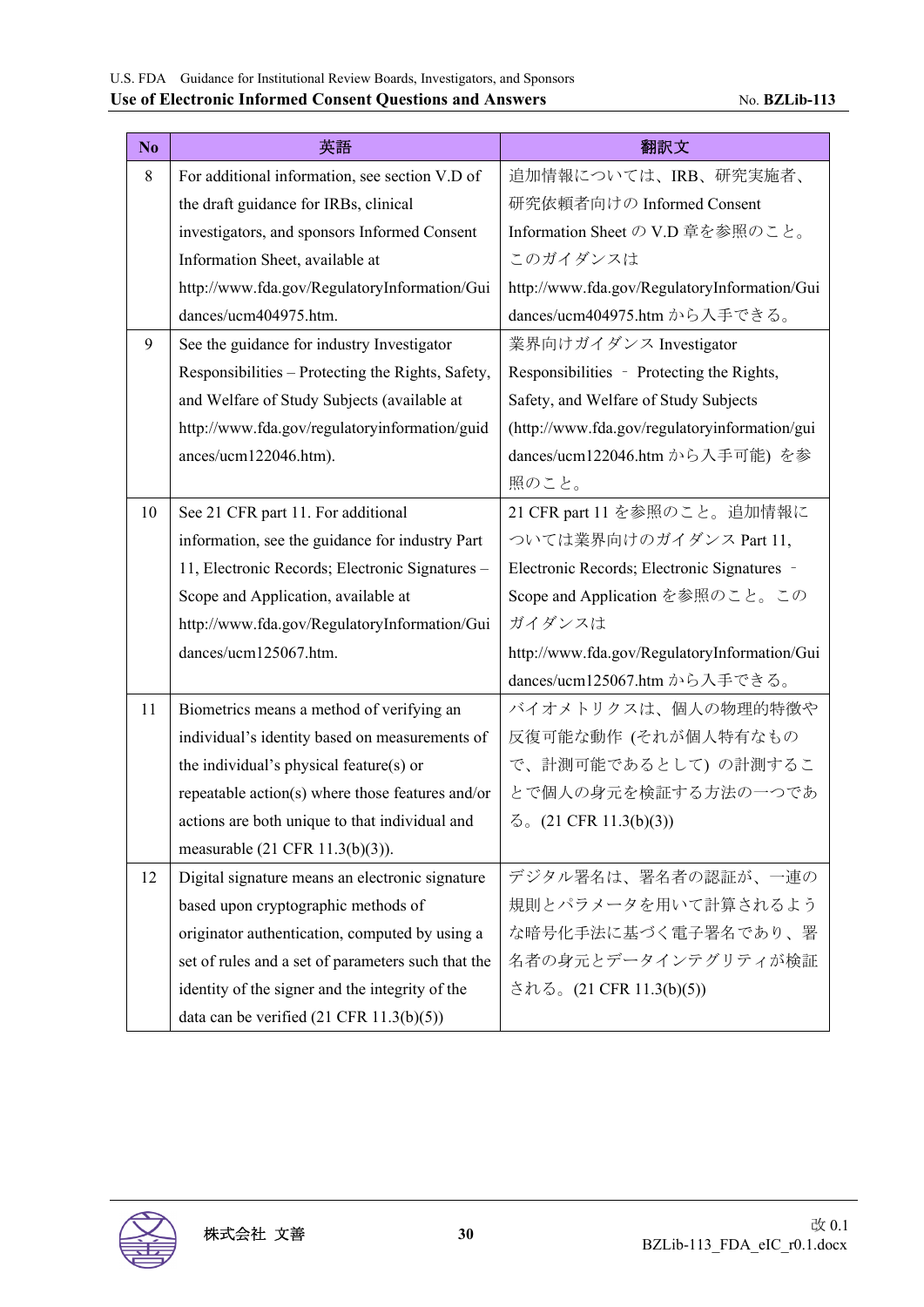| No | 英語 | 翻訳文 |
|---|---|---|
| 8 | For additional information, see section V.D of the draft guidance for IRBs, clinical investigators, and sponsors Informed Consent Information Sheet, available at http://www.fda.gov/RegulatoryInformation/Guidances/ucm404975.htm. | 追加情報については、IRB、研究実施者、研究依頼者向けの Informed Consent Information Sheet の V.D 章を参照のこと。このガイダンスは http://www.fda.gov/RegulatoryInformation/Guidances/ucm404975.htm から入手できる。 |
| 9 | See the guidance for industry Investigator Responsibilities – Protecting the Rights, Safety, and Welfare of Study Subjects (available at http://www.fda.gov/regulatoryinformation/guidances/ucm122046.htm). | 業界向けガイダンス Investigator Responsibilities – Protecting the Rights, Safety, and Welfare of Study Subjects (http://www.fda.gov/regulatoryinformation/guidances/ucm122046.htm から入手可能) を参照のこと。 |
| 10 | See 21 CFR part 11. For additional information, see the guidance for industry Part 11, Electronic Records; Electronic Signatures – Scope and Application, available at http://www.fda.gov/RegulatoryInformation/Guidances/ucm125067.htm. | 21 CFR part 11 を参照のこと。追加情報については業界向けのガイダンス Part 11, Electronic Records; Electronic Signatures – Scope and Application を参照のこと。このガイダンスは http://www.fda.gov/RegulatoryInformation/Guidances/ucm125067.htm から入手できる。 |
| 11 | Biometrics means a method of verifying an individual's identity based on measurements of the individual's physical feature(s) or repeatable action(s) where those features and/or actions are both unique to that individual and measurable (21 CFR 11.3(b)(3)). | バイオメトリクスは、個人の物理的特徴や反復可能な動作 (それが個人特有なもので、計測可能であるとして) の計測することで個人の身元を検証する方法の一つである。(21 CFR 11.3(b)(3)) |
| 12 | Digital signature means an electronic signature based upon cryptographic methods of originator authentication, computed by using a set of rules and a set of parameters such that the identity of the signer and the integrity of the data can be verified (21 CFR 11.3(b)(5)) | デジタル署名は、署名者の認証が、一連の規則とパラメータを用いて計算されるような暗号化手法に基づく電子署名であり、署名者の身元とデータインテグリティが検証される。(21 CFR 11.3(b)(5)) |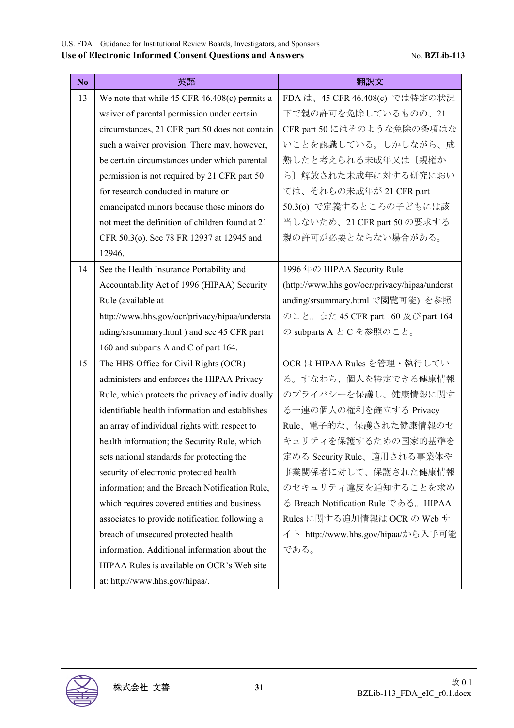| No | 英語 | 翻訳文 |
|---|---|---|
| 13 | We note that while 45 CFR 46.408(c) permits a waiver of parental permission under certain circumstances, 21 CFR part 50 does not contain such a waiver provision. There may, however, be certain circumstances under which parental permission is not required by 21 CFR part 50 for research conducted in mature or emancipated minors because those minors do not meet the definition of children found at 21 CFR 50.3(o). See 78 FR 12937 at 12945 and 12946. | FDA は、45 CFR 46.408(c) では特定の状況下で親の許可を免除しているものの、21 CFR part 50 にはそのような免除の条項はないことを認識している。しかしながら、成熟したと考えられる未成年又は〔親権から〕解放された未成年に対する研究においては、それらの未成年が 21 CFR part 50.3(o) で定義するところの子どもには該当しないため、21 CFR part 50 の要求する親の許可が必要とならない場合がある。 |
| 14 | See the Health Insurance Portability and Accountability Act of 1996 (HIPAA) Security Rule (available at http://www.hhs.gov/ocr/privacy/hipaa/understanding/srsummary.html ) and see 45 CFR part 160 and subparts A and C of part 164. | 1996 年の HIPAA Security Rule (http://www.hhs.gov/ocr/privacy/hipaa/understanding/srsummary.html で閲覧可能) を参照のこと。また 45 CFR part 160 及び part 164 の subparts A と C を参照のこと。 |
| 15 | The HHS Office for Civil Rights (OCR) administers and enforces the HIPAA Privacy Rule, which protects the privacy of individually identifiable health information and establishes an array of individual rights with respect to health information; the Security Rule, which sets national standards for protecting the security of electronic protected health information; and the Breach Notification Rule, which requires covered entities and business associates to provide notification following a breach of unsecured protected health information. Additional information about the HIPAA Rules is available on OCR's Web site at: http://www.hhs.gov/hipaa/. | OCR は HIPAA Rules を管理・執行している。すなわち、個人を特定できる健康情報のプライバシーを保護し、健康情報に関する一連の個人の権利を確立する Privacy Rule、電子的な、保護された健康情報のセキュリティを保護するための国家的基準を定める Security Rule、適用される事業体や事業関係者に対して、保護された健康情報のセキュリティ違反を通知することを求める Breach Notification Rule である。HIPAA Rules に関する追加情報は OCR の Web サイト http://www.hhs.gov/hipaa/から入手可能である。 |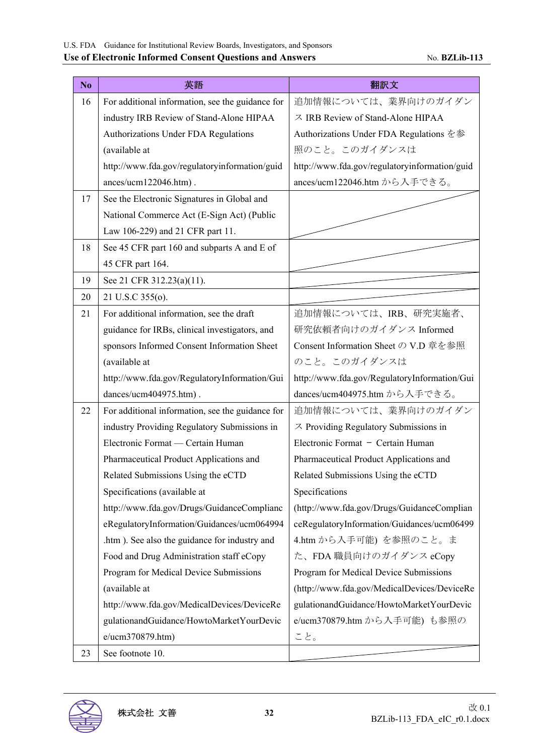| No | 英語 | 翻訳文 |
|---|---|---|
| 16 | For additional information, see the guidance for industry IRB Review of Stand-Alone HIPAA Authorizations Under FDA Regulations (available at http://www.fda.gov/regulatoryinformation/guidances/ucm122046.htm) . | 追加情報については、業界向けのガイダンス IRB Review of Stand-Alone HIPAA Authorizations Under FDA Regulations を参照のこと。このガイダンスは http://www.fda.gov/regulatoryinformation/guidances/ucm122046.htm から入手できる。 |
| 17 | See the Electronic Signatures in Global and National Commerce Act (E-Sign Act) (Public Law 106-229) and 21 CFR part 11. | |
| 18 | See 45 CFR part 160 and subparts A and E of 45 CFR part 164. | |
| 19 | See 21 CFR 312.23(a)(11). | |
| 20 | 21 U.S.C 355(o). | |
| 21 | For additional information, see the draft guidance for IRBs, clinical investigators, and sponsors Informed Consent Information Sheet (available at http://www.fda.gov/RegulatoryInformation/Guidances/ucm404975.htm) . | 追加情報については、IRB、研究実施者、研究依頼者向けのガイダンス Informed Consent Information Sheet の V.D 章を参照のこと。このガイダンスは http://www.fda.gov/RegulatoryInformation/Guidances/ucm404975.htm から入手できる。 |
| 22 | For additional information, see the guidance for industry Providing Regulatory Submissions in Electronic Format — Certain Human Pharmaceutical Product Applications and Related Submissions Using the eCTD Specifications (available at http://www.fda.gov/Drugs/GuidanceComplianceRegulatoryInformation/Guidances/ucm064994.htm ). See also the guidance for industry and Food and Drug Administration staff eCopy Program for Medical Device Submissions (available at http://www.fda.gov/MedicalDevices/DeviceRegulationandGuidance/HowtoMarketYourDevice/ucm370879.htm) | 追加情報については、業界向けのガイダンス Providing Regulatory Submissions in Electronic Format － Certain Human Pharmaceutical Product Applications and Related Submissions Using the eCTD Specifications (http://www.fda.gov/Drugs/GuidanceComplianceRegulatoryInformation/Guidances/ucm064994.htm から入手可能) を参照のこと。また、FDA 職員向けのガイダンス eCopy Program for Medical Device Submissions (http://www.fda.gov/MedicalDevices/DeviceRegulationandGuidance/HowtoMarketYourDevice/ucm370879.htm から入手可能) も参照のこと。 |
| 23 | See footnote 10. | |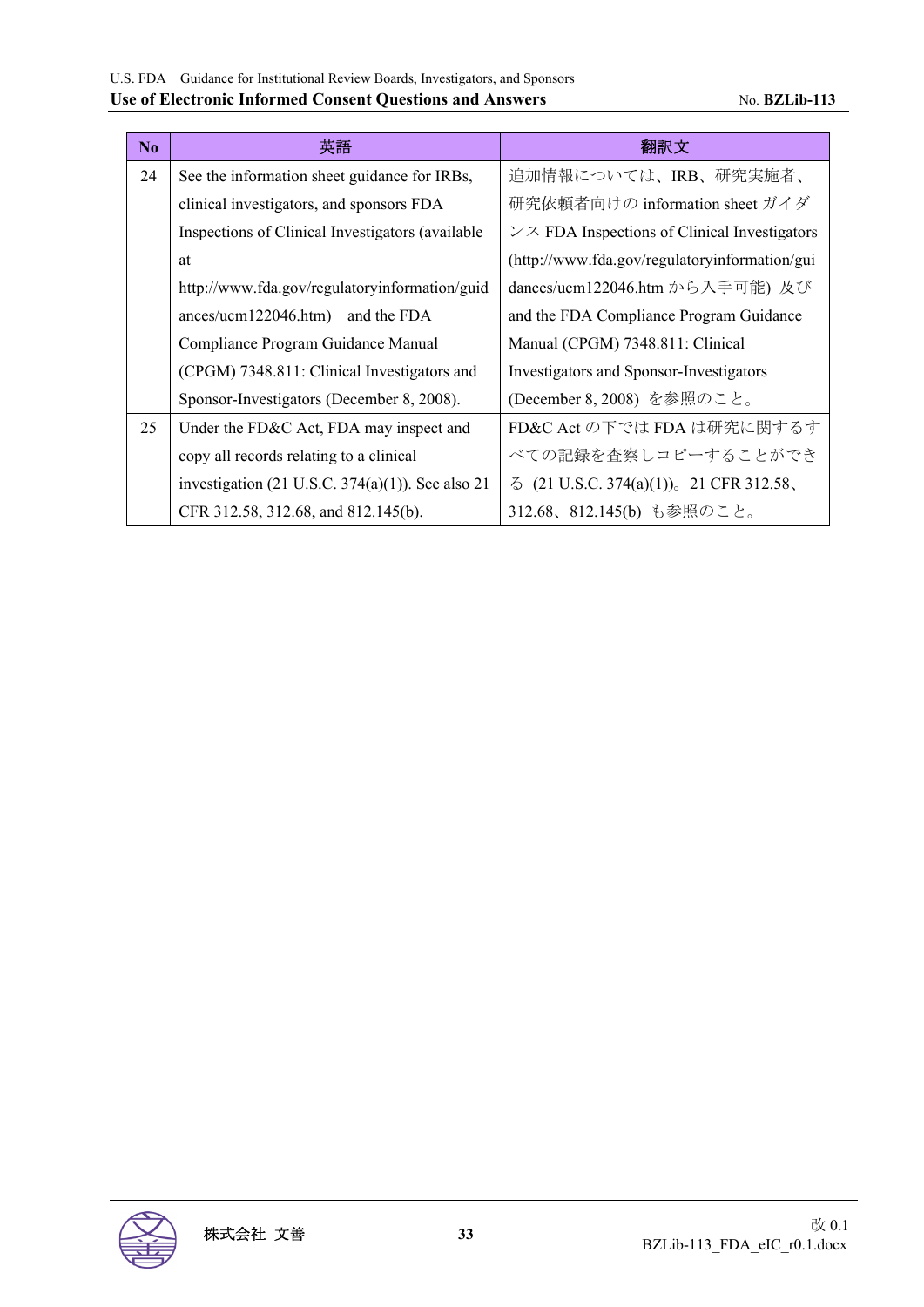| No | 英語 | 翻訳文 |
|---|---|---|
| 24 | See the information sheet guidance for IRBs, clinical investigators, and sponsors FDA Inspections of Clinical Investigators (available at http://www.fda.gov/regulatoryinformation/guidances/ucm122046.htm) and the FDA Compliance Program Guidance Manual (CPGM) 7348.811: Clinical Investigators and Sponsor-Investigators (December 8, 2008). | 追加情報については、IRB、研究実施者、研究依頼者向けの information sheet ガイダンス FDA Inspections of Clinical Investigators (http://www.fda.gov/regulatoryinformation/guidances/ucm122046.htm から入手可能) 及び and the FDA Compliance Program Guidance Manual (CPGM) 7348.811: Clinical Investigators and Sponsor-Investigators (December 8, 2008) を参照のこと。 |
| 25 | Under the FD&C Act, FDA may inspect and copy all records relating to a clinical investigation (21 U.S.C. 374(a)(1)). See also 21 CFR 312.58, 312.68, and 812.145(b). | FD&C Act の下では FDA は研究に関するすべての記録を査察しコピーすることができる (21 U.S.C. 374(a)(1))。21 CFR 312.58、312.68、812.145(b) も参照のこと。 |